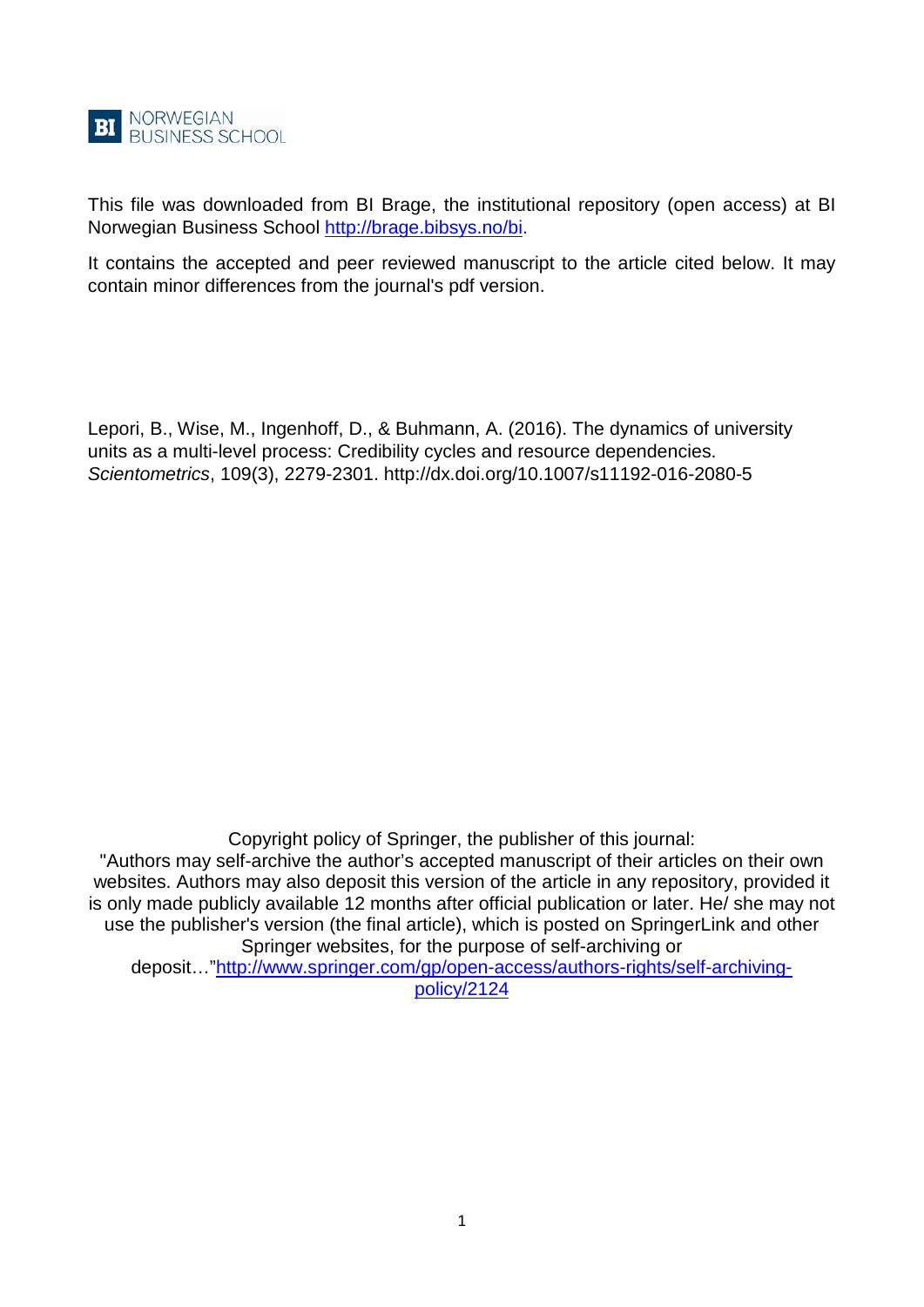BI NORWEGIAN BUSINESS SCHOOL

This file was downloaded from BI Brage, the institutional repository (open access) at BI Norwegian Business School http://brage.bibsys.no/bi.

It contains the accepted and peer reviewed manuscript to the article cited below. It may contain minor differences from the journal's pdf version.

Lepori, B., Wise, M., Ingenhoff, D., & Buhmann, A. (2016). The dynamics of university units as a multi-level process: Credibility cycles and resource dependencies. *Scientometrics*, 109(3), 2279-2301. http://dx.doi.org/10.1007/s11192-016-2080-5

Copyright policy of Springer, the publisher of this journal:
"Authors may self-archive the author's accepted manuscript of their articles on their own websites. Authors may also deposit this version of the article in any repository, provided it is only made publicly available 12 months after official publication or later. He/ she may not use the publisher's version (the final article), which is posted on SpringerLink and other Springer websites, for the purpose of self-archiving or deposit…"http://www.springer.com/gp/open-access/authors-rights/self-archiving-policy/2124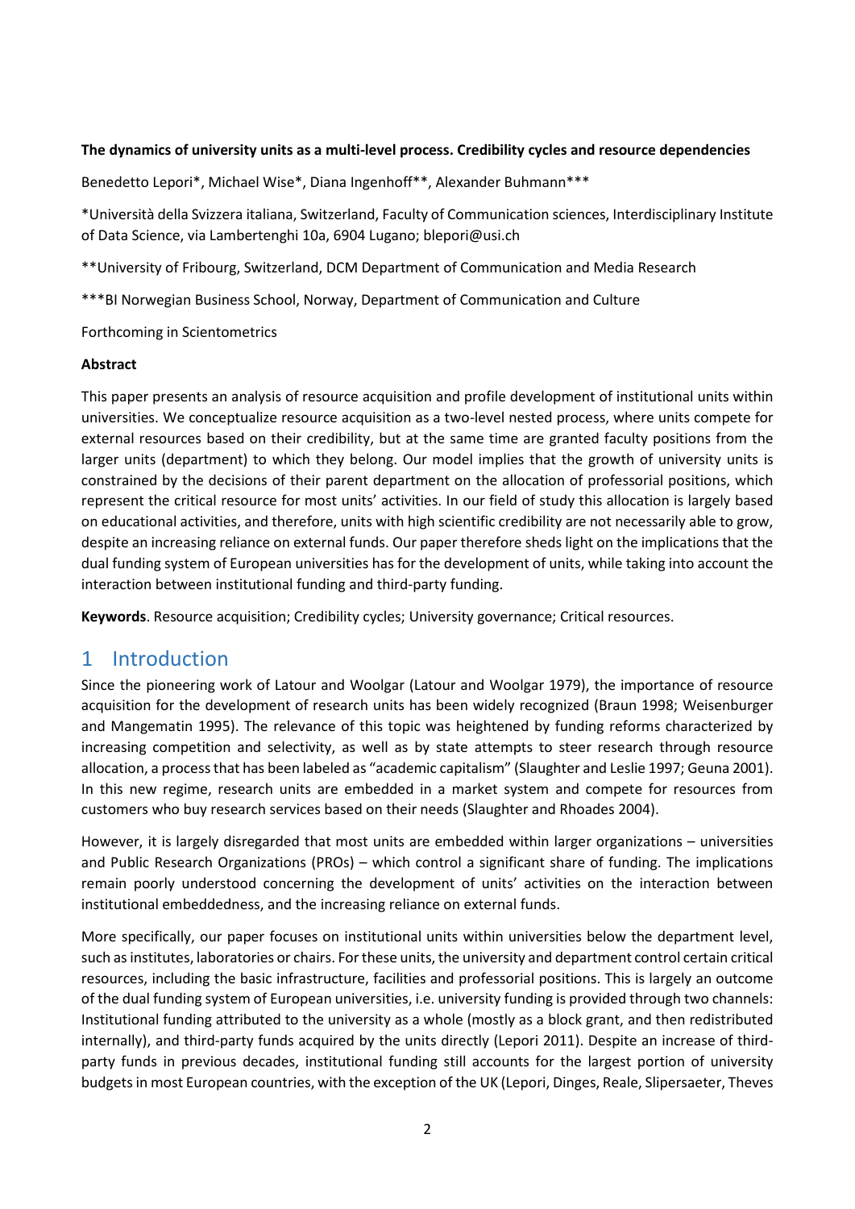**The dynamics of university units as a multi-level process. Credibility cycles and resource dependencies**

Benedetto Lepori*, Michael Wise*, Diana Ingenhoff**, Alexander Buhmann***

*Università della Svizzera italiana, Switzerland, Faculty of Communication sciences, Interdisciplinary Institute of Data Science, via Lambertenghi 10a, 6904 Lugano; blepori@usi.ch

**University of Fribourg, Switzerland, DCM Department of Communication and Media Research

***BI Norwegian Business School, Norway, Department of Communication and Culture

Forthcoming in Scientometrics

**Abstract**

This paper presents an analysis of resource acquisition and profile development of institutional units within universities. We conceptualize resource acquisition as a two-level nested process, where units compete for external resources based on their credibility, but at the same time are granted faculty positions from the larger units (department) to which they belong. Our model implies that the growth of university units is constrained by the decisions of their parent department on the allocation of professorial positions, which represent the critical resource for most units' activities. In our field of study this allocation is largely based on educational activities, and therefore, units with high scientific credibility are not necessarily able to grow, despite an increasing reliance on external funds. Our paper therefore sheds light on the implications that the dual funding system of European universities has for the development of units, while taking into account the interaction between institutional funding and third-party funding.

**Keywords**. Resource acquisition; Credibility cycles; University governance; Critical resources.

# 1 Introduction

Since the pioneering work of Latour and Woolgar (Latour and Woolgar 1979), the importance of resource acquisition for the development of research units has been widely recognized (Braun 1998; Weisenburger and Mangematin 1995). The relevance of this topic was heightened by funding reforms characterized by increasing competition and selectivity, as well as by state attempts to steer research through resource allocation, a process that has been labeled as "academic capitalism" (Slaughter and Leslie 1997; Geuna 2001). In this new regime, research units are embedded in a market system and compete for resources from customers who buy research services based on their needs (Slaughter and Rhoades 2004).

However, it is largely disregarded that most units are embedded within larger organizations – universities and Public Research Organizations (PROs) – which control a significant share of funding. The implications remain poorly understood concerning the development of units' activities on the interaction between institutional embeddedness, and the increasing reliance on external funds.

More specifically, our paper focuses on institutional units within universities below the department level, such as institutes, laboratories or chairs. For these units, the university and department control certain critical resources, including the basic infrastructure, facilities and professorial positions. This is largely an outcome of the dual funding system of European universities, i.e. university funding is provided through two channels: Institutional funding attributed to the university as a whole (mostly as a block grant, and then redistributed internally), and third-party funds acquired by the units directly (Lepori 2011). Despite an increase of third-party funds in previous decades, institutional funding still accounts for the largest portion of university budgets in most European countries, with the exception of the UK (Lepori, Dinges, Reale, Slipersaeter, Theves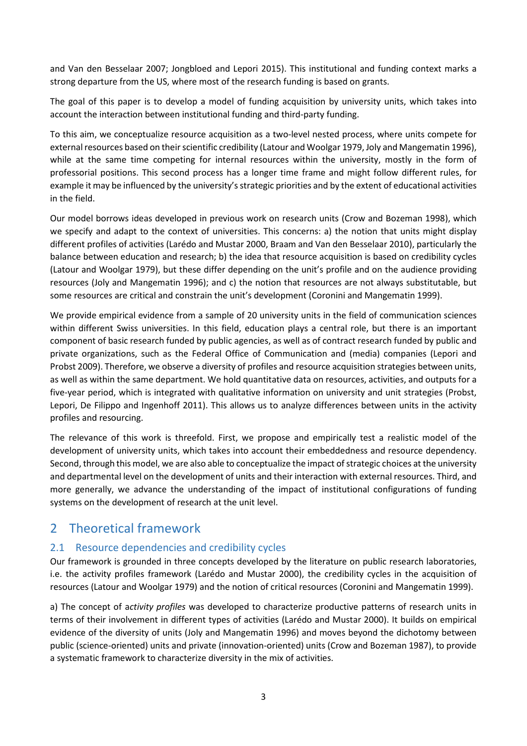and Van den Besselaar 2007; Jongbloed and Lepori 2015). This institutional and funding context marks a strong departure from the US, where most of the research funding is based on grants.

The goal of this paper is to develop a model of funding acquisition by university units, which takes into account the interaction between institutional funding and third-party funding.

To this aim, we conceptualize resource acquisition as a two-level nested process, where units compete for external resources based on their scientific credibility (Latour and Woolgar 1979, Joly and Mangematin 1996), while at the same time competing for internal resources within the university, mostly in the form of professorial positions. This second process has a longer time frame and might follow different rules, for example it may be influenced by the university's strategic priorities and by the extent of educational activities in the field.

Our model borrows ideas developed in previous work on research units (Crow and Bozeman 1998), which we specify and adapt to the context of universities. This concerns: a) the notion that units might display different profiles of activities (Larédo and Mustar 2000, Braam and Van den Besselaar 2010), particularly the balance between education and research; b) the idea that resource acquisition is based on credibility cycles (Latour and Woolgar 1979), but these differ depending on the unit's profile and on the audience providing resources (Joly and Mangematin 1996); and c) the notion that resources are not always substitutable, but some resources are critical and constrain the unit's development (Coronini and Mangematin 1999).

We provide empirical evidence from a sample of 20 university units in the field of communication sciences within different Swiss universities. In this field, education plays a central role, but there is an important component of basic research funded by public agencies, as well as of contract research funded by public and private organizations, such as the Federal Office of Communication and (media) companies (Lepori and Probst 2009). Therefore, we observe a diversity of profiles and resource acquisition strategies between units, as well as within the same department. We hold quantitative data on resources, activities, and outputs for a five-year period, which is integrated with qualitative information on university and unit strategies (Probst, Lepori, De Filippo and Ingenhoff 2011). This allows us to analyze differences between units in the activity profiles and resourcing.

The relevance of this work is threefold. First, we propose and empirically test a realistic model of the development of university units, which takes into account their embeddedness and resource dependency. Second, through this model, we are also able to conceptualize the impact of strategic choices at the university and departmental level on the development of units and their interaction with external resources. Third, and more generally, we advance the understanding of the impact of institutional configurations of funding systems on the development of research at the unit level.

# 2 Theoretical framework

## 2.1 Resource dependencies and credibility cycles

Our framework is grounded in three concepts developed by the literature on public research laboratories, i.e. the activity profiles framework (Larédo and Mustar 2000), the credibility cycles in the acquisition of resources (Latour and Woolgar 1979) and the notion of critical resources (Coronini and Mangematin 1999).

a) The concept of a*ctivity profiles* was developed to characterize productive patterns of research units in terms of their involvement in different types of activities (Larédo and Mustar 2000). It builds on empirical evidence of the diversity of units (Joly and Mangematin 1996) and moves beyond the dichotomy between public (science-oriented) units and private (innovation-oriented) units (Crow and Bozeman 1987), to provide a systematic framework to characterize diversity in the mix of activities.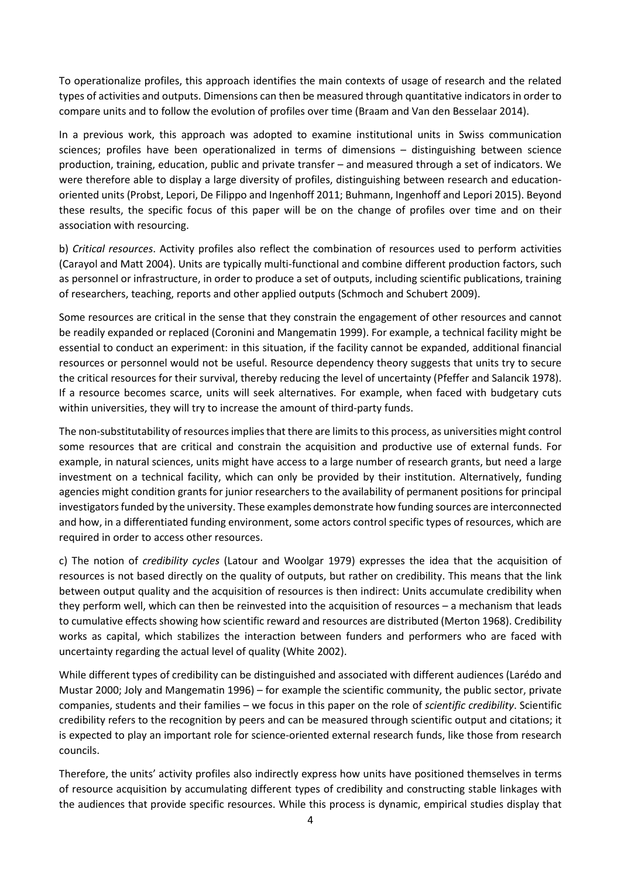To operationalize profiles, this approach identifies the main contexts of usage of research and the related types of activities and outputs. Dimensions can then be measured through quantitative indicators in order to compare units and to follow the evolution of profiles over time (Braam and Van den Besselaar 2014).

In a previous work, this approach was adopted to examine institutional units in Swiss communication sciences; profiles have been operationalized in terms of dimensions – distinguishing between science production, training, education, public and private transfer – and measured through a set of indicators. We were therefore able to display a large diversity of profiles, distinguishing between research and education-oriented units (Probst, Lepori, De Filippo and Ingenhoff 2011; Buhmann, Ingenhoff and Lepori 2015). Beyond these results, the specific focus of this paper will be on the change of profiles over time and on their association with resourcing.

b) *Critical resources*. Activity profiles also reflect the combination of resources used to perform activities (Carayol and Matt 2004). Units are typically multi-functional and combine different production factors, such as personnel or infrastructure, in order to produce a set of outputs, including scientific publications, training of researchers, teaching, reports and other applied outputs (Schmoch and Schubert 2009).

Some resources are critical in the sense that they constrain the engagement of other resources and cannot be readily expanded or replaced (Coronini and Mangematin 1999). For example, a technical facility might be essential to conduct an experiment: in this situation, if the facility cannot be expanded, additional financial resources or personnel would not be useful. Resource dependency theory suggests that units try to secure the critical resources for their survival, thereby reducing the level of uncertainty (Pfeffer and Salancik 1978). If a resource becomes scarce, units will seek alternatives. For example, when faced with budgetary cuts within universities, they will try to increase the amount of third-party funds.

The non-substitutability of resources implies that there are limits to this process, as universities might control some resources that are critical and constrain the acquisition and productive use of external funds. For example, in natural sciences, units might have access to a large number of research grants, but need a large investment on a technical facility, which can only be provided by their institution. Alternatively, funding agencies might condition grants for junior researchers to the availability of permanent positions for principal investigators funded by the university. These examples demonstrate how funding sources are interconnected and how, in a differentiated funding environment, some actors control specific types of resources, which are required in order to access other resources.

c) The notion of *credibility cycles* (Latour and Woolgar 1979) expresses the idea that the acquisition of resources is not based directly on the quality of outputs, but rather on credibility. This means that the link between output quality and the acquisition of resources is then indirect: Units accumulate credibility when they perform well, which can then be reinvested into the acquisition of resources – a mechanism that leads to cumulative effects showing how scientific reward and resources are distributed (Merton 1968). Credibility works as capital, which stabilizes the interaction between funders and performers who are faced with uncertainty regarding the actual level of quality (White 2002).

While different types of credibility can be distinguished and associated with different audiences (Larédo and Mustar 2000; Joly and Mangematin 1996) – for example the scientific community, the public sector, private companies, students and their families – we focus in this paper on the role of *scientific credibility*. Scientific credibility refers to the recognition by peers and can be measured through scientific output and citations; it is expected to play an important role for science-oriented external research funds, like those from research councils.

Therefore, the units' activity profiles also indirectly express how units have positioned themselves in terms of resource acquisition by accumulating different types of credibility and constructing stable linkages with the audiences that provide specific resources. While this process is dynamic, empirical studies display that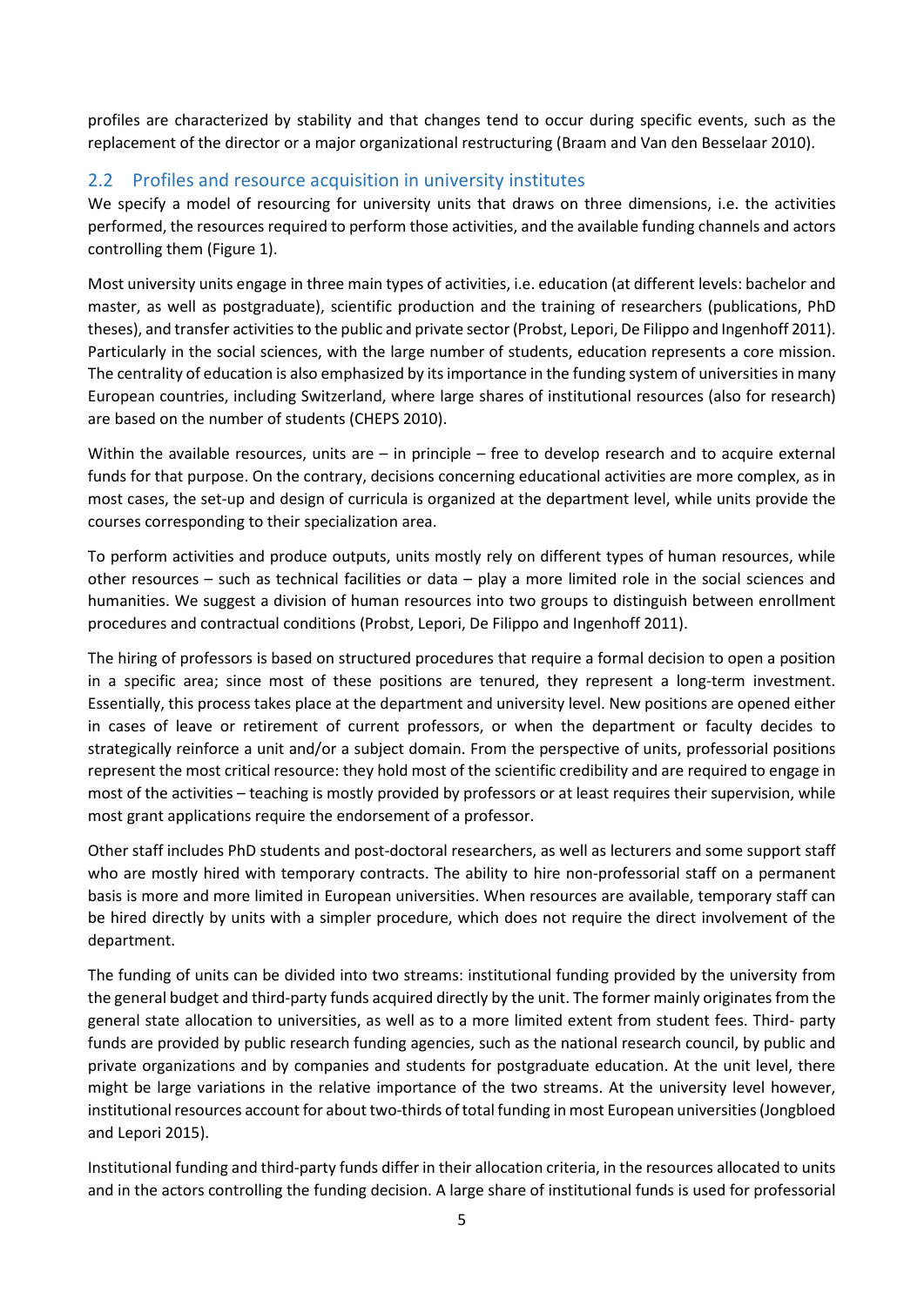profiles are characterized by stability and that changes tend to occur during specific events, such as the replacement of the director or a major organizational restructuring (Braam and Van den Besselaar 2010).

## 2.2 Profiles and resource acquisition in university institutes

We specify a model of resourcing for university units that draws on three dimensions, i.e. the activities performed, the resources required to perform those activities, and the available funding channels and actors controlling them (Figure 1).

Most university units engage in three main types of activities, i.e. education (at different levels: bachelor and master, as well as postgraduate), scientific production and the training of researchers (publications, PhD theses), and transfer activities to the public and private sector (Probst, Lepori, De Filippo and Ingenhoff 2011). Particularly in the social sciences, with the large number of students, education represents a core mission. The centrality of education is also emphasized by its importance in the funding system of universities in many European countries, including Switzerland, where large shares of institutional resources (also for research) are based on the number of students (CHEPS 2010).

Within the available resources, units are – in principle – free to develop research and to acquire external funds for that purpose. On the contrary, decisions concerning educational activities are more complex, as in most cases, the set-up and design of curricula is organized at the department level, while units provide the courses corresponding to their specialization area.

To perform activities and produce outputs, units mostly rely on different types of human resources, while other resources – such as technical facilities or data – play a more limited role in the social sciences and humanities. We suggest a division of human resources into two groups to distinguish between enrollment procedures and contractual conditions (Probst, Lepori, De Filippo and Ingenhoff 2011).

The hiring of professors is based on structured procedures that require a formal decision to open a position in a specific area; since most of these positions are tenured, they represent a long-term investment. Essentially, this process takes place at the department and university level. New positions are opened either in cases of leave or retirement of current professors, or when the department or faculty decides to strategically reinforce a unit and/or a subject domain. From the perspective of units, professorial positions represent the most critical resource: they hold most of the scientific credibility and are required to engage in most of the activities – teaching is mostly provided by professors or at least requires their supervision, while most grant applications require the endorsement of a professor.

Other staff includes PhD students and post-doctoral researchers, as well as lecturers and some support staff who are mostly hired with temporary contracts. The ability to hire non-professorial staff on a permanent basis is more and more limited in European universities. When resources are available, temporary staff can be hired directly by units with a simpler procedure, which does not require the direct involvement of the department.

The funding of units can be divided into two streams: institutional funding provided by the university from the general budget and third-party funds acquired directly by the unit. The former mainly originates from the general state allocation to universities, as well as to a more limited extent from student fees. Third- party funds are provided by public research funding agencies, such as the national research council, by public and private organizations and by companies and students for postgraduate education. At the unit level, there might be large variations in the relative importance of the two streams. At the university level however, institutional resources account for about two-thirds of total funding in most European universities (Jongbloed and Lepori 2015).

Institutional funding and third-party funds differ in their allocation criteria, in the resources allocated to units and in the actors controlling the funding decision. A large share of institutional funds is used for professorial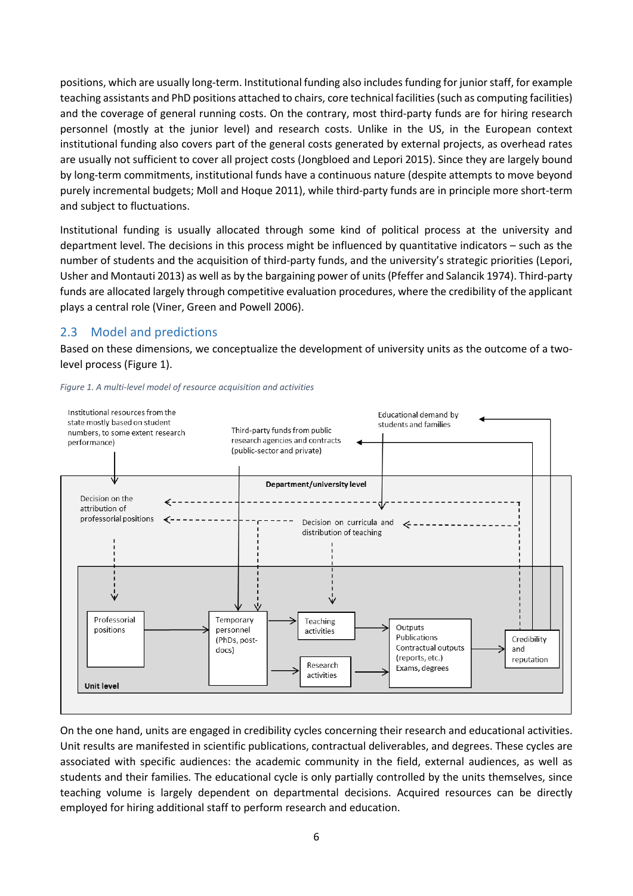positions, which are usually long-term. Institutional funding also includes funding for junior staff, for example teaching assistants and PhD positions attached to chairs, core technical facilities (such as computing facilities) and the coverage of general running costs. On the contrary, most third-party funds are for hiring research personnel (mostly at the junior level) and research costs. Unlike in the US, in the European context institutional funding also covers part of the general costs generated by external projects, as overhead rates are usually not sufficient to cover all project costs (Jongbloed and Lepori 2015). Since they are largely bound by long-term commitments, institutional funds have a continuous nature (despite attempts to move beyond purely incremental budgets; Moll and Hoque 2011), while third-party funds are in principle more short-term and subject to fluctuations.

Institutional funding is usually allocated through some kind of political process at the university and department level. The decisions in this process might be influenced by quantitative indicators – such as the number of students and the acquisition of third-party funds, and the university's strategic priorities (Lepori, Usher and Montauti 2013) as well as by the bargaining power of units (Pfeffer and Salancik 1974). Third-party funds are allocated largely through competitive evaluation procedures, where the credibility of the applicant plays a central role (Viner, Green and Powell 2006).

## 2.3 Model and predictions

Based on these dimensions, we conceptualize the development of university units as the outcome of a two-level process (Figure 1).

*Figure 1. A multi-level model of resource acquisition and activities*

On the one hand, units are engaged in credibility cycles concerning their research and educational activities. Unit results are manifested in scientific publications, contractual deliverables, and degrees. These cycles are associated with specific audiences: the academic community in the field, external audiences, as well as students and their families. The educational cycle is only partially controlled by the units themselves, since teaching volume is largely dependent on departmental decisions. Acquired resources can be directly employed for hiring additional staff to perform research and education.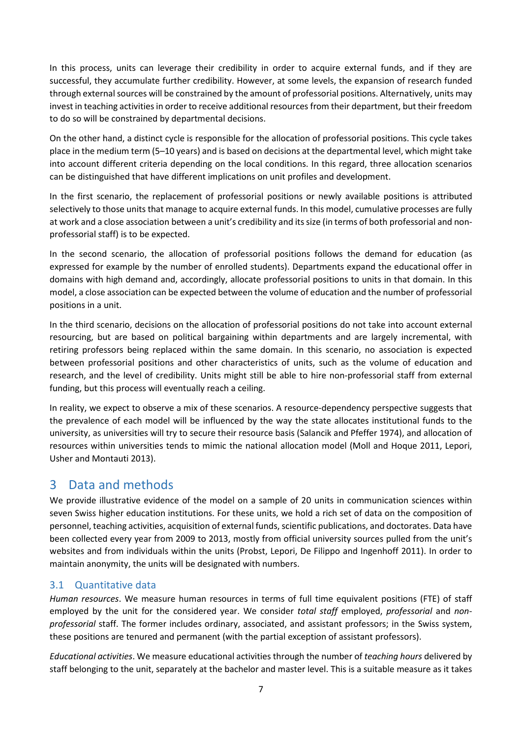In this process, units can leverage their credibility in order to acquire external funds, and if they are successful, they accumulate further credibility. However, at some levels, the expansion of research funded through external sources will be constrained by the amount of professorial positions. Alternatively, units may invest in teaching activities in order to receive additional resources from their department, but their freedom to do so will be constrained by departmental decisions.

On the other hand, a distinct cycle is responsible for the allocation of professorial positions. This cycle takes place in the medium term (5–10 years) and is based on decisions at the departmental level, which might take into account different criteria depending on the local conditions. In this regard, three allocation scenarios can be distinguished that have different implications on unit profiles and development.

In the first scenario, the replacement of professorial positions or newly available positions is attributed selectively to those units that manage to acquire external funds. In this model, cumulative processes are fully at work and a close association between a unit's credibility and its size (in terms of both professorial and non-professorial staff) is to be expected.

In the second scenario, the allocation of professorial positions follows the demand for education (as expressed for example by the number of enrolled students). Departments expand the educational offer in domains with high demand and, accordingly, allocate professorial positions to units in that domain. In this model, a close association can be expected between the volume of education and the number of professorial positions in a unit.

In the third scenario, decisions on the allocation of professorial positions do not take into account external resourcing, but are based on political bargaining within departments and are largely incremental, with retiring professors being replaced within the same domain. In this scenario, no association is expected between professorial positions and other characteristics of units, such as the volume of education and research, and the level of credibility. Units might still be able to hire non-professorial staff from external funding, but this process will eventually reach a ceiling.

In reality, we expect to observe a mix of these scenarios. A resource-dependency perspective suggests that the prevalence of each model will be influenced by the way the state allocates institutional funds to the university, as universities will try to secure their resource basis (Salancik and Pfeffer 1974), and allocation of resources within universities tends to mimic the national allocation model (Moll and Hoque 2011, Lepori, Usher and Montauti 2013).

# 3 Data and methods

We provide illustrative evidence of the model on a sample of 20 units in communication sciences within seven Swiss higher education institutions. For these units, we hold a rich set of data on the composition of personnel, teaching activities, acquisition of external funds, scientific publications, and doctorates. Data have been collected every year from 2009 to 2013, mostly from official university sources pulled from the unit's websites and from individuals within the units (Probst, Lepori, De Filippo and Ingenhoff 2011). In order to maintain anonymity, the units will be designated with numbers.

## 3.1 Quantitative data

*Human resources*. We measure human resources in terms of full time equivalent positions (FTE) of staff employed by the unit for the considered year. We consider *total staff* employed, *professorial* and *non-professorial* staff. The former includes ordinary, associated, and assistant professors; in the Swiss system, these positions are tenured and permanent (with the partial exception of assistant professors).

*Educational activities*. We measure educational activities through the number of *teaching hours* delivered by staff belonging to the unit, separately at the bachelor and master level. This is a suitable measure as it takes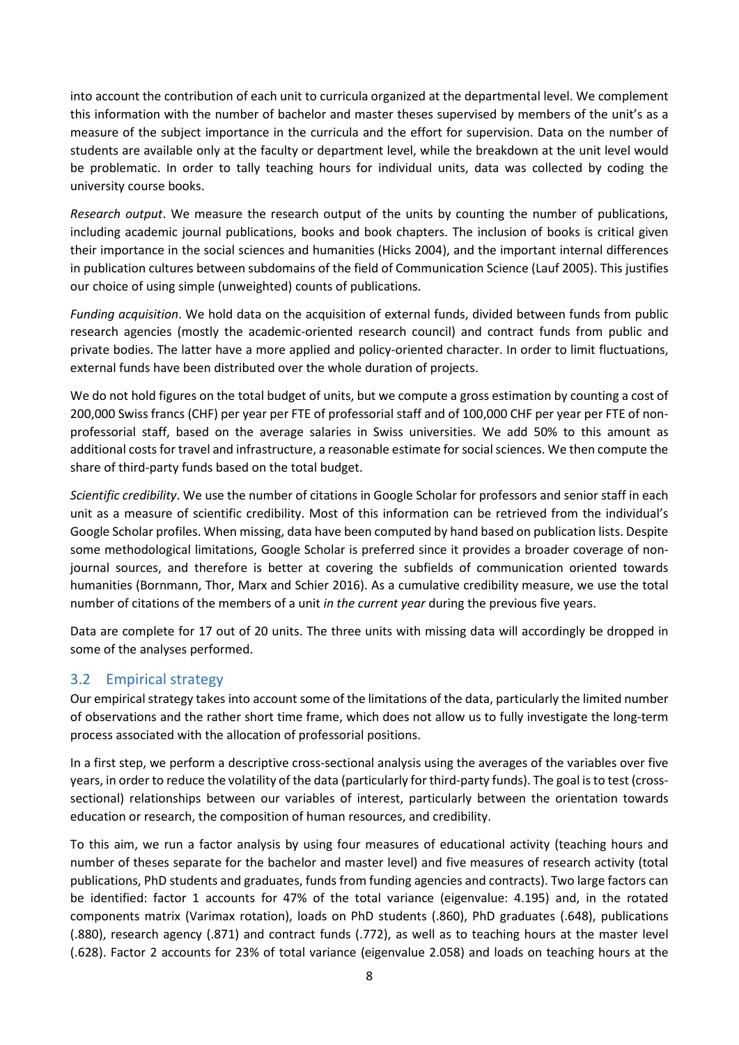into account the contribution of each unit to curricula organized at the departmental level. We complement this information with the number of bachelor and master theses supervised by members of the unit's as a measure of the subject importance in the curricula and the effort for supervision. Data on the number of students are available only at the faculty or department level, while the breakdown at the unit level would be problematic. In order to tally teaching hours for individual units, data was collected by coding the university course books.

*Research output*. We measure the research output of the units by counting the number of publications, including academic journal publications, books and book chapters. The inclusion of books is critical given their importance in the social sciences and humanities (Hicks 2004), and the important internal differences in publication cultures between subdomains of the field of Communication Science (Lauf 2005). This justifies our choice of using simple (unweighted) counts of publications.

*Funding acquisition*. We hold data on the acquisition of external funds, divided between funds from public research agencies (mostly the academic-oriented research council) and contract funds from public and private bodies. The latter have a more applied and policy-oriented character. In order to limit fluctuations, external funds have been distributed over the whole duration of projects.

We do not hold figures on the total budget of units, but we compute a gross estimation by counting a cost of 200,000 Swiss francs (CHF) per year per FTE of professorial staff and of 100,000 CHF per year per FTE of non-professorial staff, based on the average salaries in Swiss universities. We add 50% to this amount as additional costs for travel and infrastructure, a reasonable estimate for social sciences. We then compute the share of third-party funds based on the total budget.

*Scientific credibility*. We use the number of citations in Google Scholar for professors and senior staff in each unit as a measure of scientific credibility. Most of this information can be retrieved from the individual's Google Scholar profiles. When missing, data have been computed by hand based on publication lists. Despite some methodological limitations, Google Scholar is preferred since it provides a broader coverage of non-journal sources, and therefore is better at covering the subfields of communication oriented towards humanities (Bornmann, Thor, Marx and Schier 2016). As a cumulative credibility measure, we use the total number of citations of the members of a unit *in the current year* during the previous five years.

Data are complete for 17 out of 20 units. The three units with missing data will accordingly be dropped in some of the analyses performed.

## 3.2 Empirical strategy

Our empirical strategy takes into account some of the limitations of the data, particularly the limited number of observations and the rather short time frame, which does not allow us to fully investigate the long-term process associated with the allocation of professorial positions.

In a first step, we perform a descriptive cross-sectional analysis using the averages of the variables over five years, in order to reduce the volatility of the data (particularly for third-party funds). The goal is to test (cross-sectional) relationships between our variables of interest, particularly between the orientation towards education or research, the composition of human resources, and credibility.

To this aim, we run a factor analysis by using four measures of educational activity (teaching hours and number of theses separate for the bachelor and master level) and five measures of research activity (total publications, PhD students and graduates, funds from funding agencies and contracts). Two large factors can be identified: factor 1 accounts for 47% of the total variance (eigenvalue: 4.195) and, in the rotated components matrix (Varimax rotation), loads on PhD students (.860), PhD graduates (.648), publications (.880), research agency (.871) and contract funds (.772), as well as to teaching hours at the master level (.628). Factor 2 accounts for 23% of total variance (eigenvalue 2.058) and loads on teaching hours at the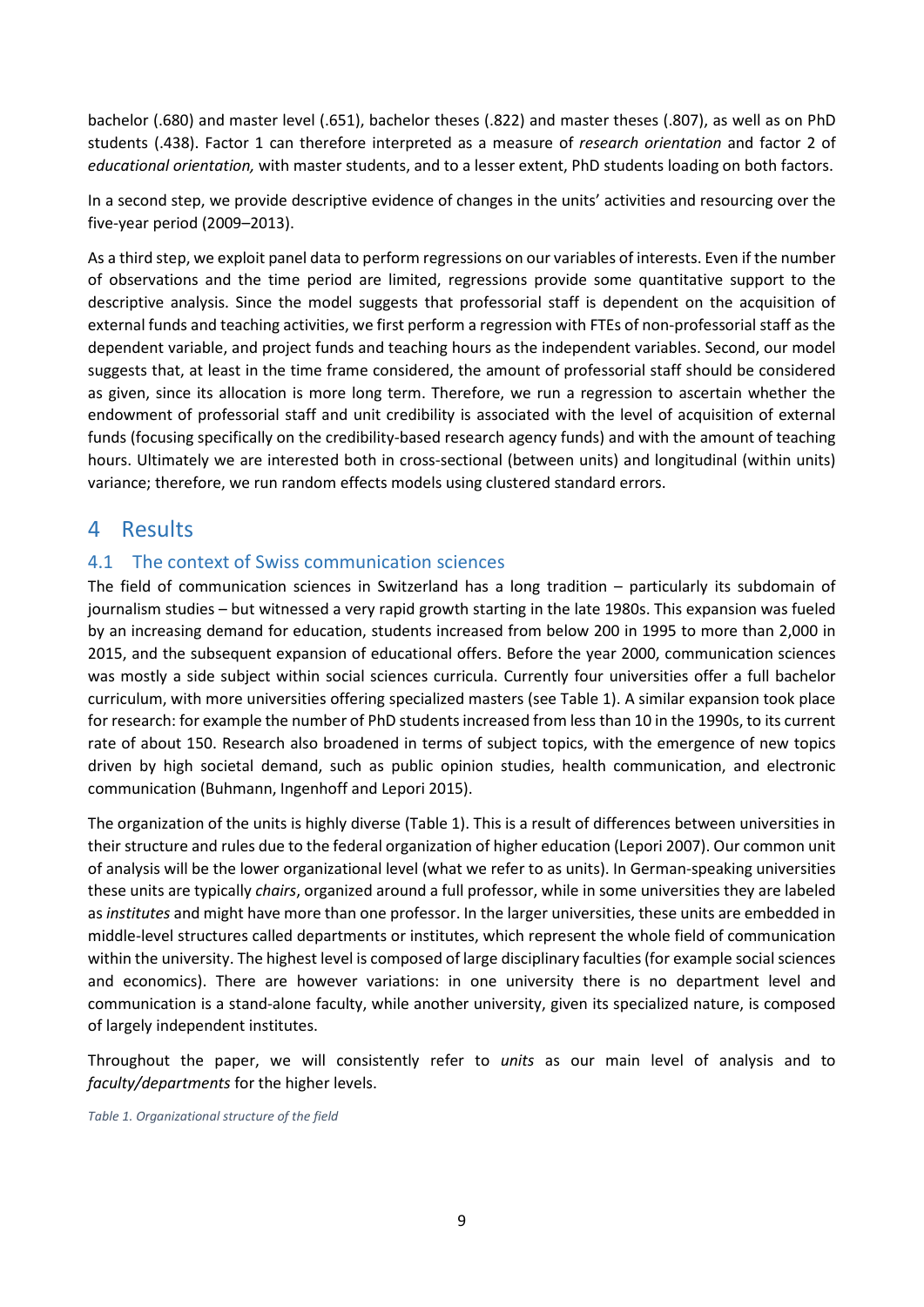bachelor (.680) and master level (.651), bachelor theses (.822) and master theses (.807), as well as on PhD students (.438). Factor 1 can therefore interpreted as a measure of *research orientation* and factor 2 of *educational orientation,* with master students, and to a lesser extent, PhD students loading on both factors.

In a second step, we provide descriptive evidence of changes in the units' activities and resourcing over the five-year period (2009–2013).

As a third step, we exploit panel data to perform regressions on our variables of interests. Even if the number of observations and the time period are limited, regressions provide some quantitative support to the descriptive analysis. Since the model suggests that professorial staff is dependent on the acquisition of external funds and teaching activities, we first perform a regression with FTEs of non-professorial staff as the dependent variable, and project funds and teaching hours as the independent variables. Second, our model suggests that, at least in the time frame considered, the amount of professorial staff should be considered as given, since its allocation is more long term. Therefore, we run a regression to ascertain whether the endowment of professorial staff and unit credibility is associated with the level of acquisition of external funds (focusing specifically on the credibility-based research agency funds) and with the amount of teaching hours. Ultimately we are interested both in cross-sectional (between units) and longitudinal (within units) variance; therefore, we run random effects models using clustered standard errors.

# 4 Results

## 4.1 The context of Swiss communication sciences

The field of communication sciences in Switzerland has a long tradition – particularly its subdomain of journalism studies – but witnessed a very rapid growth starting in the late 1980s. This expansion was fueled by an increasing demand for education, students increased from below 200 in 1995 to more than 2,000 in 2015, and the subsequent expansion of educational offers. Before the year 2000, communication sciences was mostly a side subject within social sciences curricula. Currently four universities offer a full bachelor curriculum, with more universities offering specialized masters (see Table 1). A similar expansion took place for research: for example the number of PhD students increased from less than 10 in the 1990s, to its current rate of about 150. Research also broadened in terms of subject topics, with the emergence of new topics driven by high societal demand, such as public opinion studies, health communication, and electronic communication (Buhmann, Ingenhoff and Lepori 2015).

The organization of the units is highly diverse (Table 1). This is a result of differences between universities in their structure and rules due to the federal organization of higher education (Lepori 2007). Our common unit of analysis will be the lower organizational level (what we refer to as units). In German-speaking universities these units are typically *chairs*, organized around a full professor, while in some universities they are labeled as *institutes* and might have more than one professor. In the larger universities, these units are embedded in middle-level structures called departments or institutes, which represent the whole field of communication within the university. The highest level is composed of large disciplinary faculties (for example social sciences and economics). There are however variations: in one university there is no department level and communication is a stand-alone faculty, while another university, given its specialized nature, is composed of largely independent institutes.

Throughout the paper, we will consistently refer to *units* as our main level of analysis and to *faculty/departments* for the higher levels.

*Table 1. Organizational structure of the field*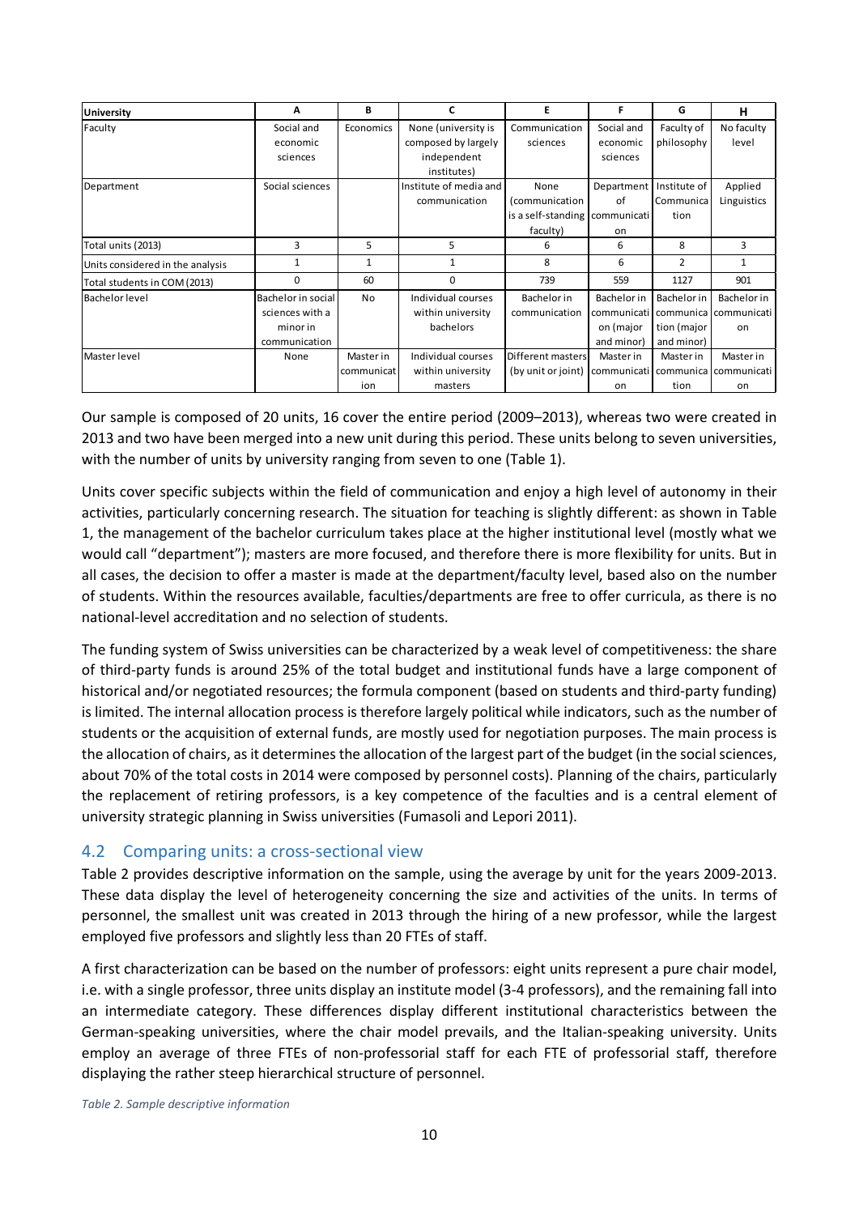| University | A | B | C | E | F | G | H |
|---|---|---|---|---|---|---|---|
| Faculty | Social and economic sciences | Economics | None (university is composed by largely independent institutes) | Communication sciences | Social and economic sciences | Faculty of philosophy | No faculty level |
| Department | Social sciences | | Institute of media and communication | None (communication is a self-standing faculty) | Department of communication | Institute of Communication | Applied Linguistics |
| Total units (2013) | 3 | 5 | 5 | 6 | 6 | 8 | 3 |
| Units considered in the analysis | 1 | 1 | 1 | 8 | 6 | 2 | 1 |
| Total students in COM (2013) | 0 | 60 | 0 | 739 | 559 | 1127 | 901 |
| Bachelor level | Bachelor in social sciences with a minor in communication | No | Individual courses within university bachelors | Bachelor in communication | Bachelor in communication (major and minor) | Bachelor in communication (major and minor) | Bachelor in communication |
| Master level | None | Master in communication | Individual courses within university masters | Different masters (by unit or joint) | Master in communication | Master in communication | Master in communication |

Our sample is composed of 20 units, 16 cover the entire period (2009–2013), whereas two were created in 2013 and two have been merged into a new unit during this period. These units belong to seven universities, with the number of units by university ranging from seven to one (Table 1).

Units cover specific subjects within the field of communication and enjoy a high level of autonomy in their activities, particularly concerning research. The situation for teaching is slightly different: as shown in Table 1, the management of the bachelor curriculum takes place at the higher institutional level (mostly what we would call "department"); masters are more focused, and therefore there is more flexibility for units. But in all cases, the decision to offer a master is made at the department/faculty level, based also on the number of students. Within the resources available, faculties/departments are free to offer curricula, as there is no national-level accreditation and no selection of students.

The funding system of Swiss universities can be characterized by a weak level of competitiveness: the share of third-party funds is around 25% of the total budget and institutional funds have a large component of historical and/or negotiated resources; the formula component (based on students and third-party funding) is limited. The internal allocation process is therefore largely political while indicators, such as the number of students or the acquisition of external funds, are mostly used for negotiation purposes. The main process is the allocation of chairs, as it determines the allocation of the largest part of the budget (in the social sciences, about 70% of the total costs in 2014 were composed by personnel costs). Planning of the chairs, particularly the replacement of retiring professors, is a key competence of the faculties and is a central element of university strategic planning in Swiss universities (Fumasoli and Lepori 2011).

## 4.2 Comparing units: a cross-sectional view

Table 2 provides descriptive information on the sample, using the average by unit for the years 2009-2013. These data display the level of heterogeneity concerning the size and activities of the units. In terms of personnel, the smallest unit was created in 2013 through the hiring of a new professor, while the largest employed five professors and slightly less than 20 FTEs of staff.

A first characterization can be based on the number of professors: eight units represent a pure chair model, i.e. with a single professor, three units display an institute model (3-4 professors), and the remaining fall into an intermediate category. These differences display different institutional characteristics between the German-speaking universities, where the chair model prevails, and the Italian-speaking university. Units employ an average of three FTEs of non-professorial staff for each FTE of professorial staff, therefore displaying the rather steep hierarchical structure of personnel.

*Table 2. Sample descriptive information*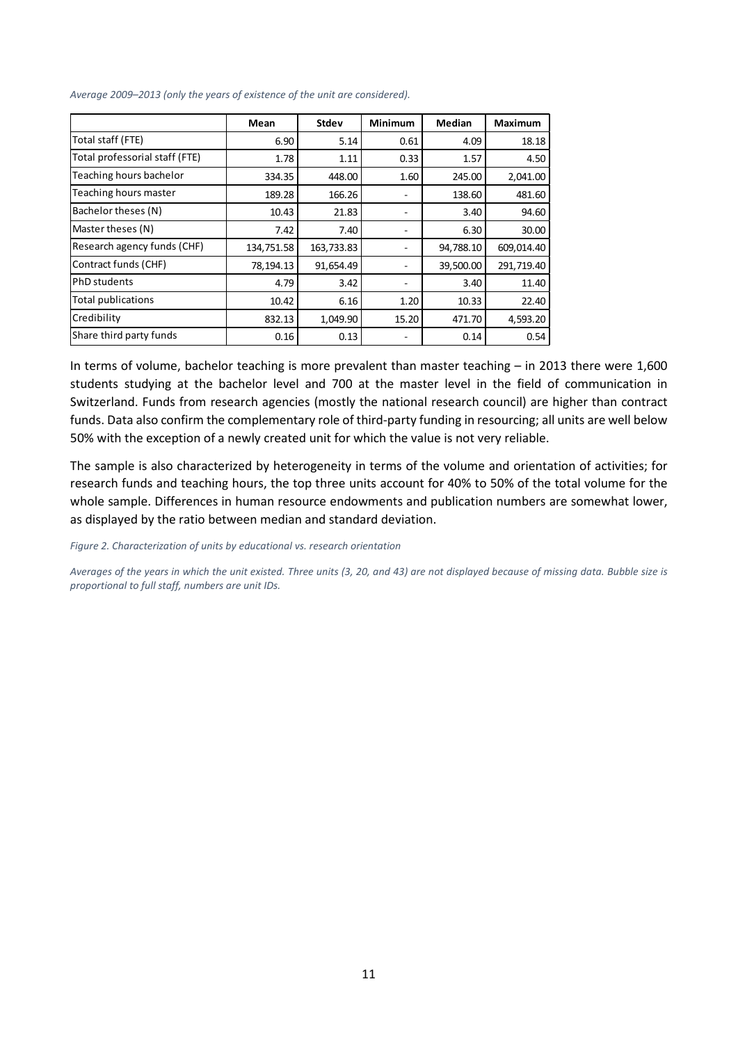*Average 2009–2013 (only the years of existence of the unit are considered).*

| | Mean | Stdev | Minimum | Median | Maximum |
|---|---|---|---|---|---|
| Total staff (FTE) | 6.90 | 5.14 | 0.61 | 4.09 | 18.18 |
| Total professorial staff (FTE) | 1.78 | 1.11 | 0.33 | 1.57 | 4.50 |
| Teaching hours bachelor | 334.35 | 448.00 | 1.60 | 245.00 | 2,041.00 |
| Teaching hours master | 189.28 | 166.26 | - | 138.60 | 481.60 |
| Bachelor theses (N) | 10.43 | 21.83 | - | 3.40 | 94.60 |
| Master theses (N) | 7.42 | 7.40 | - | 6.30 | 30.00 |
| Research agency funds (CHF) | 134,751.58 | 163,733.83 | - | 94,788.10 | 609,014.40 |
| Contract funds (CHF) | 78,194.13 | 91,654.49 | - | 39,500.00 | 291,719.40 |
| PhD students | 4.79 | 3.42 | - | 3.40 | 11.40 |
| Total publications | 10.42 | 6.16 | 1.20 | 10.33 | 22.40 |
| Credibility | 832.13 | 1,049.90 | 15.20 | 471.70 | 4,593.20 |
| Share third party funds | 0.16 | 0.13 | - | 0.14 | 0.54 |

In terms of volume, bachelor teaching is more prevalent than master teaching – in 2013 there were 1,600 students studying at the bachelor level and 700 at the master level in the field of communication in Switzerland. Funds from research agencies (mostly the national research council) are higher than contract funds. Data also confirm the complementary role of third-party funding in resourcing; all units are well below 50% with the exception of a newly created unit for which the value is not very reliable.

The sample is also characterized by heterogeneity in terms of the volume and orientation of activities; for research funds and teaching hours, the top three units account for 40% to 50% of the total volume for the whole sample. Differences in human resource endowments and publication numbers are somewhat lower, as displayed by the ratio between median and standard deviation.

*Figure 2. Characterization of units by educational vs. research orientation*

*Averages of the years in which the unit existed. Three units (3, 20, and 43) are not displayed because of missing data. Bubble size is proportional to full staff, numbers are unit IDs.*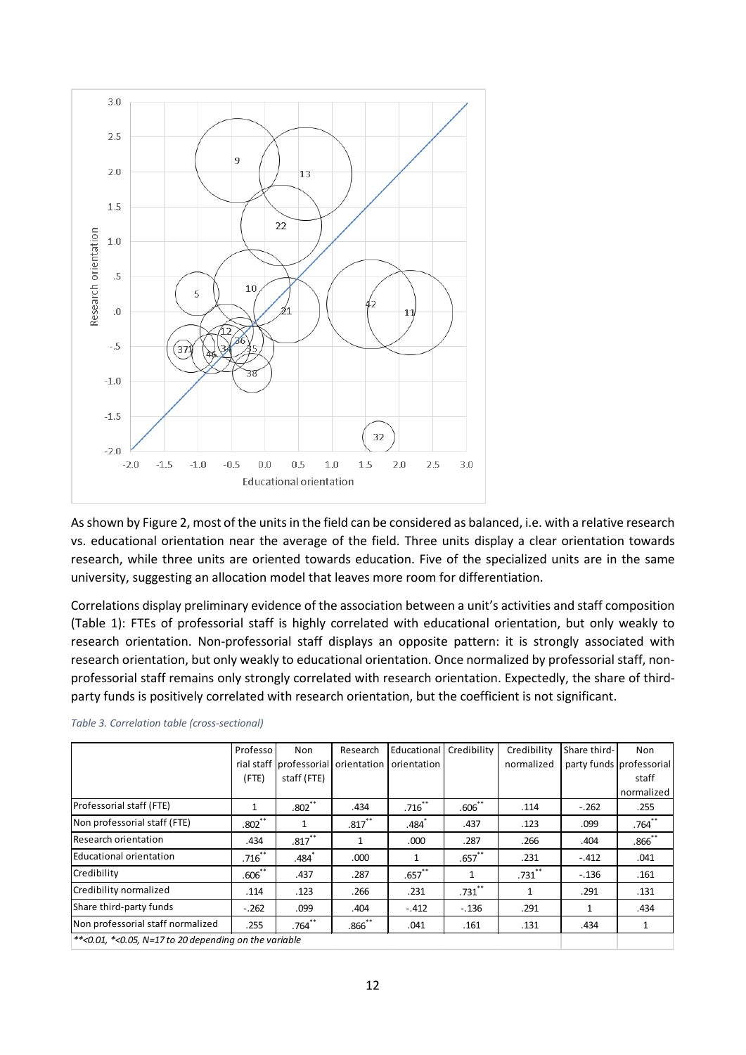As shown by Figure 2, most of the units in the field can be considered as balanced, i.e. with a relative research vs. educational orientation near the average of the field. Three units display a clear orientation towards research, while three units are oriented towards education. Five of the specialized units are in the same university, suggesting an allocation model that leaves more room for differentiation.

Correlations display preliminary evidence of the association between a unit's activities and staff composition (Table 1): FTEs of professorial staff is highly correlated with educational orientation, but only weakly to research orientation. Non-professorial staff displays an opposite pattern: it is strongly associated with research orientation, but only weakly to educational orientation. Once normalized by professorial staff, non-professorial staff remains only strongly correlated with research orientation. Expectedly, the share of third-party funds is positively correlated with research orientation, but the coefficient is not significant.

*Table 3. Correlation table (cross-sectional)*

| | Professorial staff (FTE) | Non professorial staff (FTE) | Research orientation | Educational orientation | Credibility | Credibility normalized | Share third-party funds | Non professorial staff normalized |
|---|---|---|---|---|---|---|---|---|
| Professorial staff (FTE) | 1 | .802** | .434 | .716** | .606** | .114 | -.262 | .255 |
| Non professorial staff (FTE) | .802** | 1 | .817** | .484* | .437 | .123 | .099 | .764** |
| Research orientation | .434 | .817** | 1 | .000 | .287 | .266 | .404 | .866** |
| Educational orientation | .716** | .484* | .000 | 1 | .657** | .231 | -.412 | .041 |
| Credibility | .606** | .437 | .287 | .657** | 1 | .731** | -.136 | .161 |
| Credibility normalized | .114 | .123 | .266 | .231 | .731** | 1 | .291 | .131 |
| Share third-party funds | -.262 | .099 | .404 | -.412 | -.136 | .291 | 1 | .434 |
| Non professorial staff normalized | .255 | .764** | .866** | .041 | .161 | .131 | .434 | 1 |

*\*\*<0.01, \*<0.05, N=17 to 20 depending on the variable*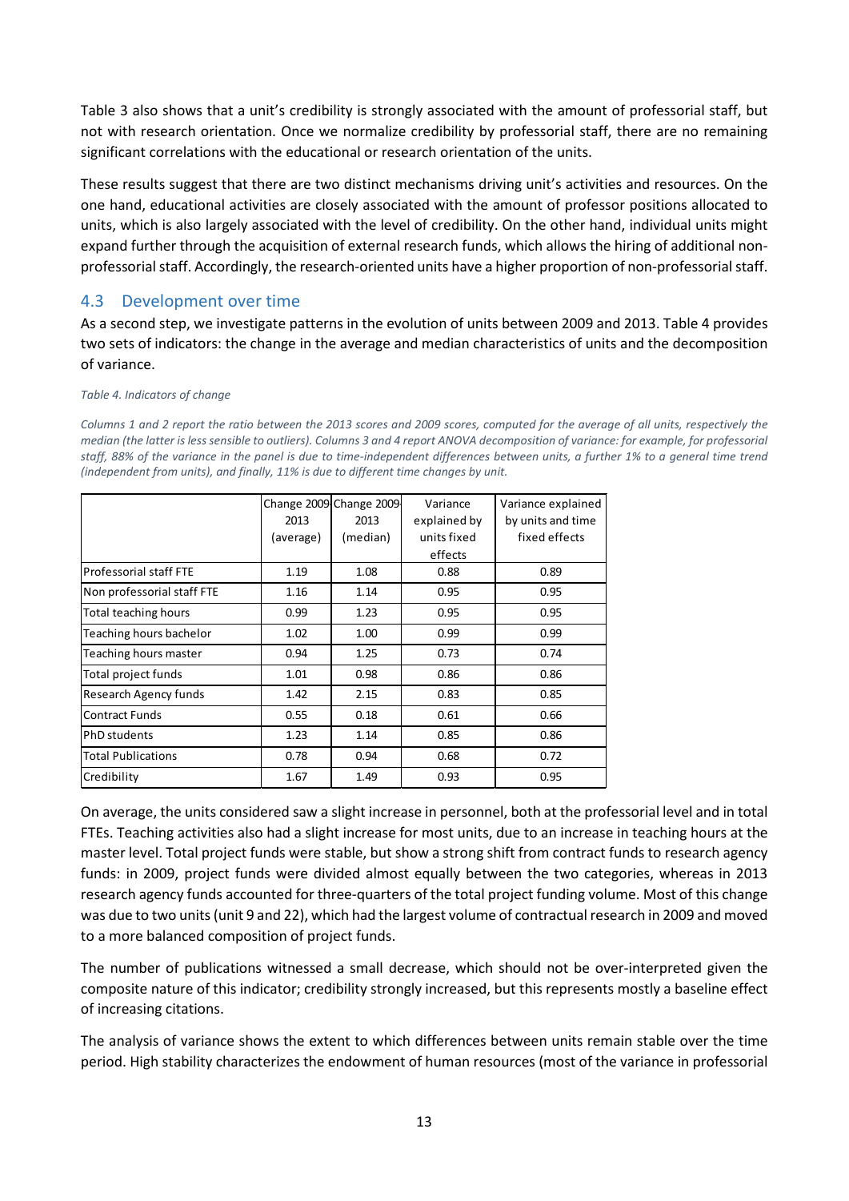Table 3 also shows that a unit's credibility is strongly associated with the amount of professorial staff, but not with research orientation. Once we normalize credibility by professorial staff, there are no remaining significant correlations with the educational or research orientation of the units.

These results suggest that there are two distinct mechanisms driving unit's activities and resources. On the one hand, educational activities are closely associated with the amount of professor positions allocated to units, which is also largely associated with the level of credibility. On the other hand, individual units might expand further through the acquisition of external research funds, which allows the hiring of additional non-professorial staff. Accordingly, the research-oriented units have a higher proportion of non-professorial staff.

### 4.3 Development over time

As a second step, we investigate patterns in the evolution of units between 2009 and 2013. Table 4 provides two sets of indicators: the change in the average and median characteristics of units and the decomposition of variance.

*Table 4. Indicators of change*

*Columns 1 and 2 report the ratio between the 2013 scores and 2009 scores, computed for the average of all units, respectively the median (the latter is less sensible to outliers). Columns 3 and 4 report ANOVA decomposition of variance: for example, for professorial staff, 88% of the variance in the panel is due to time-independent differences between units, a further 1% to a general time trend (independent from units), and finally, 11% is due to different time changes by unit.*

| | Change 2009-2013 (average) | Change 2009-2013 (median) | Variance explained by units fixed effects | Variance explained by units and time fixed effects |
|---|---|---|---|---|
| Professorial staff FTE | 1.19 | 1.08 | 0.88 | 0.89 |
| Non professorial staff FTE | 1.16 | 1.14 | 0.95 | 0.95 |
| Total teaching hours | 0.99 | 1.23 | 0.95 | 0.95 |
| Teaching hours bachelor | 1.02 | 1.00 | 0.99 | 0.99 |
| Teaching hours master | 0.94 | 1.25 | 0.73 | 0.74 |
| Total project funds | 1.01 | 0.98 | 0.86 | 0.86 |
| Research Agency funds | 1.42 | 2.15 | 0.83 | 0.85 |
| Contract Funds | 0.55 | 0.18 | 0.61 | 0.66 |
| PhD students | 1.23 | 1.14 | 0.85 | 0.86 |
| Total Publications | 0.78 | 0.94 | 0.68 | 0.72 |
| Credibility | 1.67 | 1.49 | 0.93 | 0.95 |

On average, the units considered saw a slight increase in personnel, both at the professorial level and in total FTEs. Teaching activities also had a slight increase for most units, due to an increase in teaching hours at the master level. Total project funds were stable, but show a strong shift from contract funds to research agency funds: in 2009, project funds were divided almost equally between the two categories, whereas in 2013 research agency funds accounted for three-quarters of the total project funding volume. Most of this change was due to two units (unit 9 and 22), which had the largest volume of contractual research in 2009 and moved to a more balanced composition of project funds.

The number of publications witnessed a small decrease, which should not be over-interpreted given the composite nature of this indicator; credibility strongly increased, but this represents mostly a baseline effect of increasing citations.

The analysis of variance shows the extent to which differences between units remain stable over the time period. High stability characterizes the endowment of human resources (most of the variance in professorial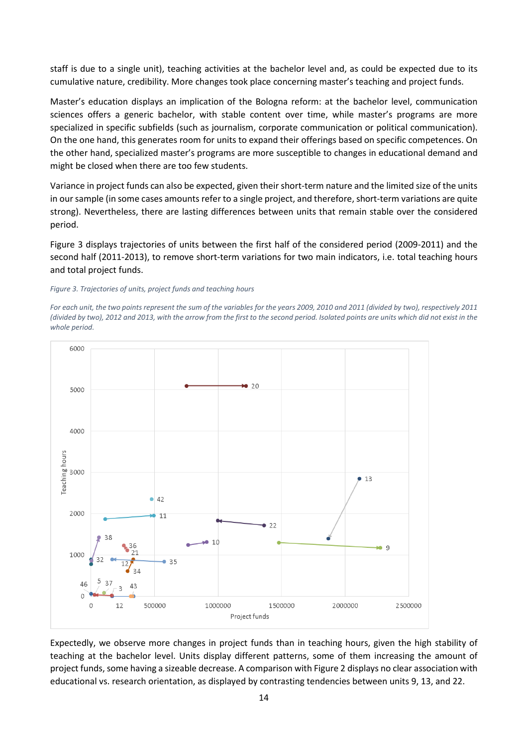staff is due to a single unit), teaching activities at the bachelor level and, as could be expected due to its cumulative nature, credibility. More changes took place concerning master's teaching and project funds.

Master's education displays an implication of the Bologna reform: at the bachelor level, communication sciences offers a generic bachelor, with stable content over time, while master's programs are more specialized in specific subfields (such as journalism, corporate communication or political communication). On the one hand, this generates room for units to expand their offerings based on specific competences. On the other hand, specialized master's programs are more susceptible to changes in educational demand and might be closed when there are too few students.

Variance in project funds can also be expected, given their short-term nature and the limited size of the units in our sample (in some cases amounts refer to a single project, and therefore, short-term variations are quite strong). Nevertheless, there are lasting differences between units that remain stable over the considered period.

Figure 3 displays trajectories of units between the first half of the considered period (2009-2011) and the second half (2011-2013), to remove short-term variations for two main indicators, i.e. total teaching hours and total project funds.

*Figure 3. Trajectories of units, project funds and teaching hours*

*For each unit, the two points represent the sum of the variables for the years 2009, 2010 and 2011 (divided by two), respectively 2011 (divided by two), 2012 and 2013, with the arrow from the first to the second period. Isolated points are units which did not exist in the whole period.*

Expectedly, we observe more changes in project funds than in teaching hours, given the high stability of teaching at the bachelor level. Units display different patterns, some of them increasing the amount of project funds, some having a sizeable decrease. A comparison with Figure 2 displays no clear association with educational vs. research orientation, as displayed by contrasting tendencies between units 9, 13, and 22.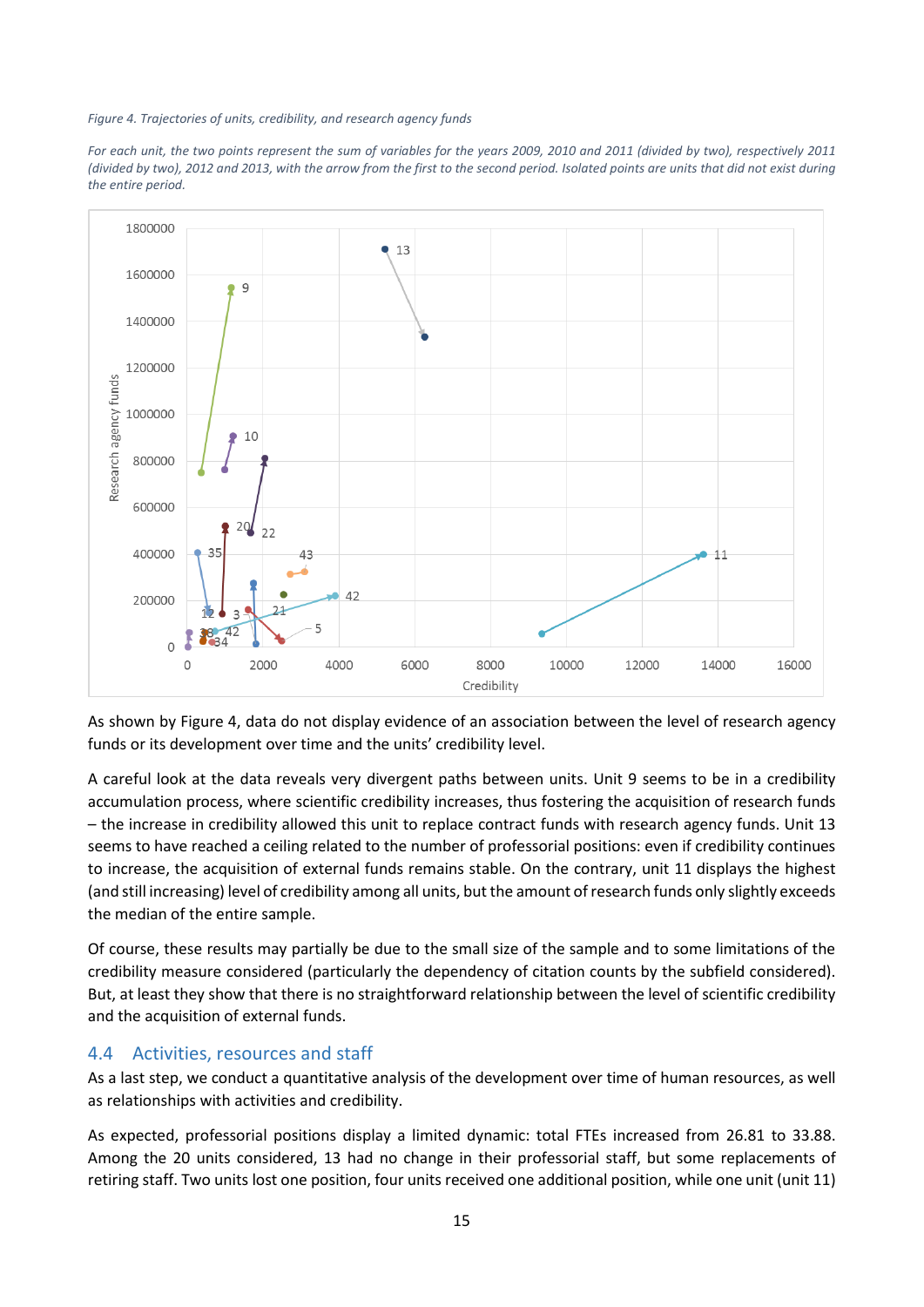*Figure 4. Trajectories of units, credibility, and research agency funds*

*For each unit, the two points represent the sum of variables for the years 2009, 2010 and 2011 (divided by two), respectively 2011 (divided by two), 2012 and 2013, with the arrow from the first to the second period. Isolated points are units that did not exist during the entire period.*

As shown by Figure 4, data do not display evidence of an association between the level of research agency funds or its development over time and the units' credibility level.

A careful look at the data reveals very divergent paths between units. Unit 9 seems to be in a credibility accumulation process, where scientific credibility increases, thus fostering the acquisition of research funds – the increase in credibility allowed this unit to replace contract funds with research agency funds. Unit 13 seems to have reached a ceiling related to the number of professorial positions: even if credibility continues to increase, the acquisition of external funds remains stable. On the contrary, unit 11 displays the highest (and still increasing) level of credibility among all units, but the amount of research funds only slightly exceeds the median of the entire sample.

Of course, these results may partially be due to the small size of the sample and to some limitations of the credibility measure considered (particularly the dependency of citation counts by the subfield considered). But, at least they show that there is no straightforward relationship between the level of scientific credibility and the acquisition of external funds.

## 4.4 Activities, resources and staff

As a last step, we conduct a quantitative analysis of the development over time of human resources, as well as relationships with activities and credibility.

As expected, professorial positions display a limited dynamic: total FTEs increased from 26.81 to 33.88. Among the 20 units considered, 13 had no change in their professorial staff, but some replacements of retiring staff. Two units lost one position, four units received one additional position, while one unit (unit 11)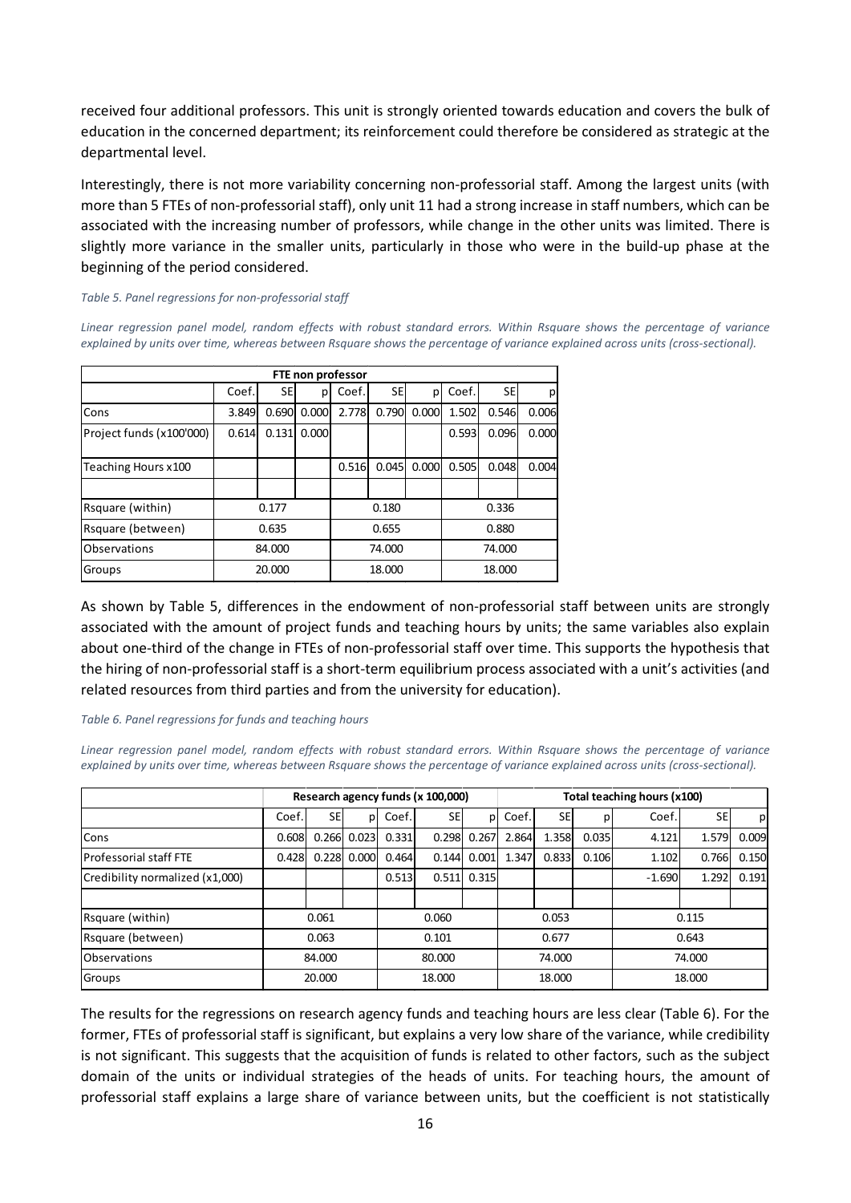received four additional professors. This unit is strongly oriented towards education and covers the bulk of education in the concerned department; its reinforcement could therefore be considered as strategic at the departmental level.

Interestingly, there is not more variability concerning non-professorial staff. Among the largest units (with more than 5 FTEs of non-professorial staff), only unit 11 had a strong increase in staff numbers, which can be associated with the increasing number of professors, while change in the other units was limited. There is slightly more variance in the smaller units, particularly in those who were in the build-up phase at the beginning of the period considered.

*Table 5. Panel regressions for non-professorial staff*

*Linear regression panel model, random effects with robust standard errors. Within Rsquare shows the percentage of variance explained by units over time, whereas between Rsquare shows the percentage of variance explained across units (cross-sectional).*

| | FTE non professor | | | | | | | | |
|---|---|---|---|---|---|---|---|---|---|
| | Coef. | SE | p | Coef. | SE | p | Coef. | SE | p |
| Cons | 3.849 | 0.690 | 0.000 | 2.778 | 0.790 | 0.000 | 1.502 | 0.546 | 0.006 |
| Project funds (x100'000) | 0.614 | 0.131 | 0.000 | | | | 0.593 | 0.096 | 0.000 |
| Teaching Hours x100 | | | | 0.516 | 0.045 | 0.000 | 0.505 | 0.048 | 0.004 |
| | | | | | | | | | |
| Rsquare (within) | 0.177 | | | 0.180 | | | 0.336 | | |
| Rsquare (between) | 0.635 | | | 0.655 | | | 0.880 | | |
| Observations | 84.000 | | | 74.000 | | | 74.000 | | |
| Groups | 20.000 | | | 18.000 | | | 18.000 | | |

As shown by Table 5, differences in the endowment of non-professorial staff between units are strongly associated with the amount of project funds and teaching hours by units; the same variables also explain about one-third of the change in FTEs of non-professorial staff over time. This supports the hypothesis that the hiring of non-professorial staff is a short-term equilibrium process associated with a unit's activities (and related resources from third parties and from the university for education).

*Table 6. Panel regressions for funds and teaching hours*

*Linear regression panel model, random effects with robust standard errors. Within Rsquare shows the percentage of variance explained by units over time, whereas between Rsquare shows the percentage of variance explained across units (cross-sectional).*

| | Research agency funds (x 100,000) | | | | | | Total teaching hours (x100) | | | | | |
|---|---|---|---|---|---|---|---|---|---|---|---|---|
| | Coef. | SE | p | Coef. | SE | p | Coef. | SE | p | Coef. | SE | p |
| Cons | 0.608 | 0.266 | 0.023 | 0.331 | 0.298 | 0.267 | 2.864 | 1.358 | 0.035 | 4.121 | 1.579 | 0.009 |
| Professorial staff FTE | 0.428 | 0.228 | 0.000 | 0.464 | 0.144 | 0.001 | 1.347 | 0.833 | 0.106 | 1.102 | 0.766 | 0.150 |
| Credibility normalized (x1,000) | | | | 0.513 | 0.511 | 0.315 | | | | -1.690 | 1.292 | 0.191 |
| | | | | | | | | | | | | |
| Rsquare (within) | 0.061 | | | 0.060 | | | 0.053 | | | 0.115 | | |
| Rsquare (between) | 0.063 | | | 0.101 | | | 0.677 | | | 0.643 | | |
| Observations | 84.000 | | | 80.000 | | | 74.000 | | | 74.000 | | |
| Groups | 20.000 | | | 18.000 | | | 18.000 | | | 18.000 | | |

The results for the regressions on research agency funds and teaching hours are less clear (Table 6). For the former, FTEs of professorial staff is significant, but explains a very low share of the variance, while credibility is not significant. This suggests that the acquisition of funds is related to other factors, such as the subject domain of the units or individual strategies of the heads of units. For teaching hours, the amount of professorial staff explains a large share of variance between units, but the coefficient is not statistically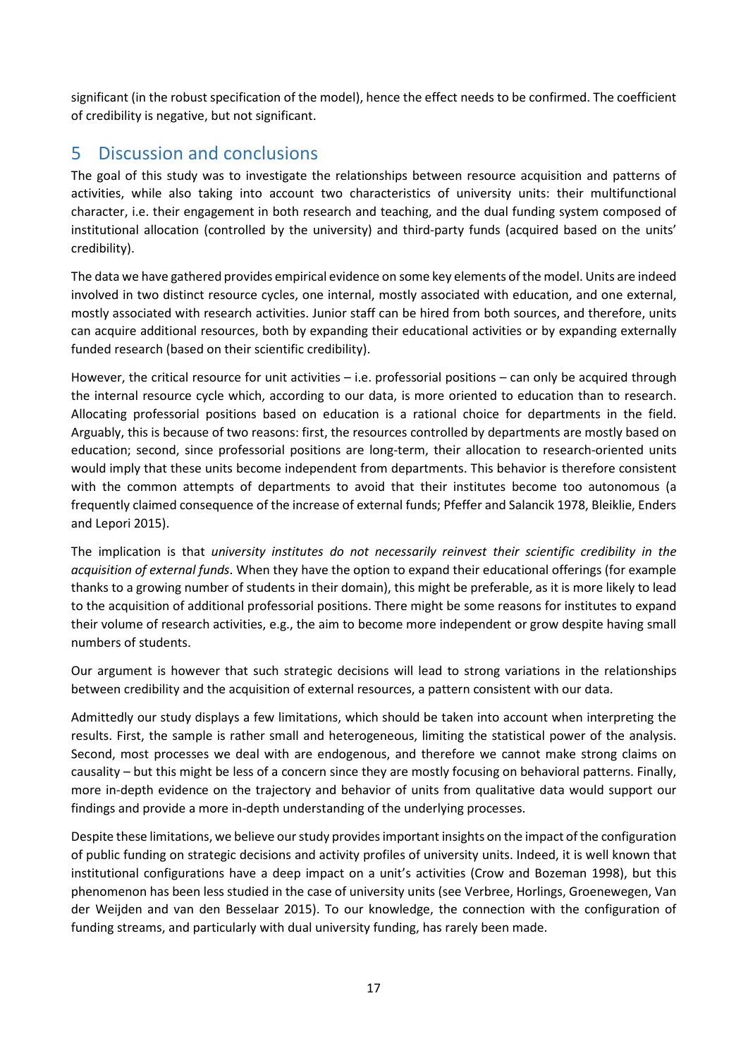significant (in the robust specification of the model), hence the effect needs to be confirmed. The coefficient of credibility is negative, but not significant.

# 5 Discussion and conclusions

The goal of this study was to investigate the relationships between resource acquisition and patterns of activities, while also taking into account two characteristics of university units: their multifunctional character, i.e. their engagement in both research and teaching, and the dual funding system composed of institutional allocation (controlled by the university) and third-party funds (acquired based on the units' credibility).

The data we have gathered provides empirical evidence on some key elements of the model. Units are indeed involved in two distinct resource cycles, one internal, mostly associated with education, and one external, mostly associated with research activities. Junior staff can be hired from both sources, and therefore, units can acquire additional resources, both by expanding their educational activities or by expanding externally funded research (based on their scientific credibility).

However, the critical resource for unit activities – i.e. professorial positions – can only be acquired through the internal resource cycle which, according to our data, is more oriented to education than to research. Allocating professorial positions based on education is a rational choice for departments in the field. Arguably, this is because of two reasons: first, the resources controlled by departments are mostly based on education; second, since professorial positions are long-term, their allocation to research-oriented units would imply that these units become independent from departments. This behavior is therefore consistent with the common attempts of departments to avoid that their institutes become too autonomous (a frequently claimed consequence of the increase of external funds; Pfeffer and Salancik 1978, Bleiklie, Enders and Lepori 2015).

The implication is that *university institutes do not necessarily reinvest their scientific credibility in the acquisition of external funds*. When they have the option to expand their educational offerings (for example thanks to a growing number of students in their domain), this might be preferable, as it is more likely to lead to the acquisition of additional professorial positions. There might be some reasons for institutes to expand their volume of research activities, e.g., the aim to become more independent or grow despite having small numbers of students.

Our argument is however that such strategic decisions will lead to strong variations in the relationships between credibility and the acquisition of external resources, a pattern consistent with our data.

Admittedly our study displays a few limitations, which should be taken into account when interpreting the results. First, the sample is rather small and heterogeneous, limiting the statistical power of the analysis. Second, most processes we deal with are endogenous, and therefore we cannot make strong claims on causality – but this might be less of a concern since they are mostly focusing on behavioral patterns. Finally, more in-depth evidence on the trajectory and behavior of units from qualitative data would support our findings and provide a more in-depth understanding of the underlying processes.

Despite these limitations, we believe our study provides important insights on the impact of the configuration of public funding on strategic decisions and activity profiles of university units. Indeed, it is well known that institutional configurations have a deep impact on a unit's activities (Crow and Bozeman 1998), but this phenomenon has been less studied in the case of university units (see Verbree, Horlings, Groenewegen, Van der Weijden and van den Besselaar 2015). To our knowledge, the connection with the configuration of funding streams, and particularly with dual university funding, has rarely been made.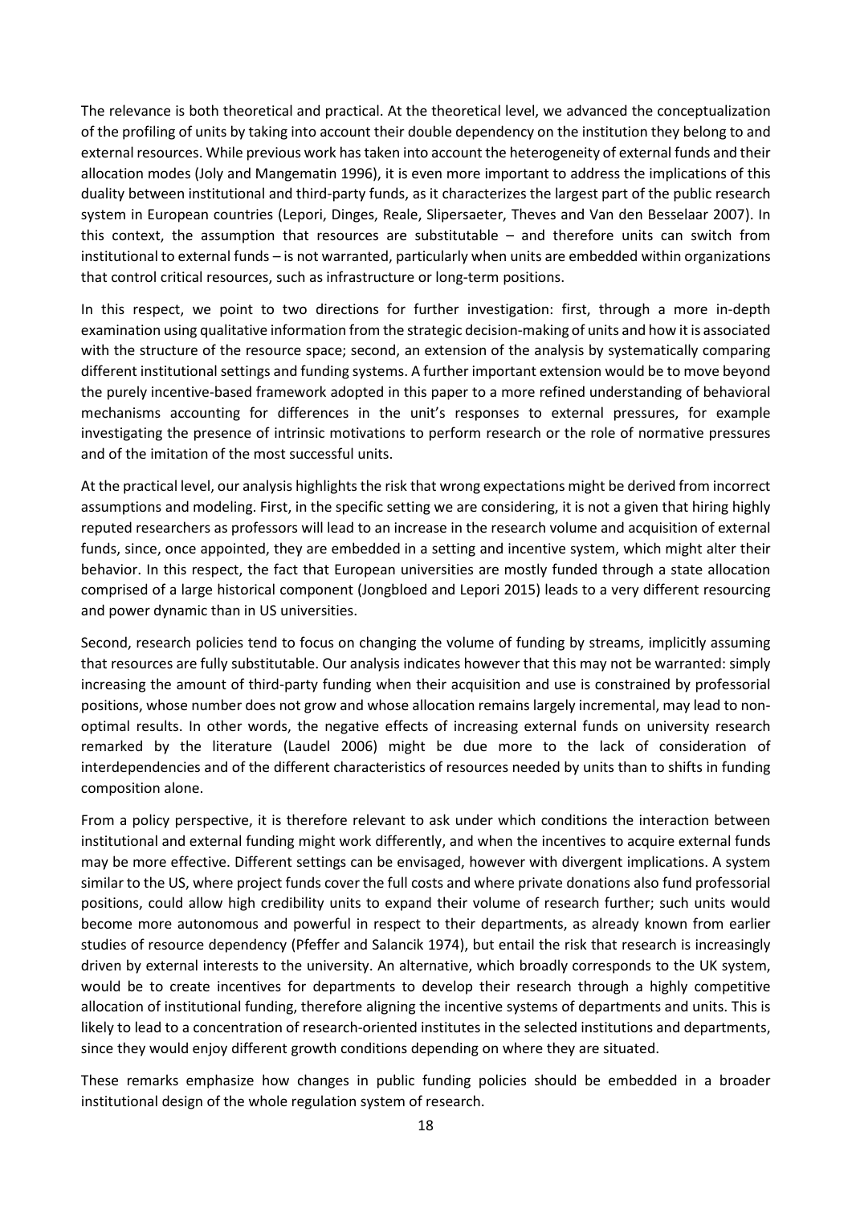The relevance is both theoretical and practical. At the theoretical level, we advanced the conceptualization of the profiling of units by taking into account their double dependency on the institution they belong to and external resources. While previous work has taken into account the heterogeneity of external funds and their allocation modes (Joly and Mangematin 1996), it is even more important to address the implications of this duality between institutional and third-party funds, as it characterizes the largest part of the public research system in European countries (Lepori, Dinges, Reale, Slipersaeter, Theves and Van den Besselaar 2007). In this context, the assumption that resources are substitutable – and therefore units can switch from institutional to external funds – is not warranted, particularly when units are embedded within organizations that control critical resources, such as infrastructure or long-term positions.

In this respect, we point to two directions for further investigation: first, through a more in-depth examination using qualitative information from the strategic decision-making of units and how it is associated with the structure of the resource space; second, an extension of the analysis by systematically comparing different institutional settings and funding systems. A further important extension would be to move beyond the purely incentive-based framework adopted in this paper to a more refined understanding of behavioral mechanisms accounting for differences in the unit's responses to external pressures, for example investigating the presence of intrinsic motivations to perform research or the role of normative pressures and of the imitation of the most successful units.

At the practical level, our analysis highlights the risk that wrong expectations might be derived from incorrect assumptions and modeling. First, in the specific setting we are considering, it is not a given that hiring highly reputed researchers as professors will lead to an increase in the research volume and acquisition of external funds, since, once appointed, they are embedded in a setting and incentive system, which might alter their behavior. In this respect, the fact that European universities are mostly funded through a state allocation comprised of a large historical component (Jongbloed and Lepori 2015) leads to a very different resourcing and power dynamic than in US universities.

Second, research policies tend to focus on changing the volume of funding by streams, implicitly assuming that resources are fully substitutable. Our analysis indicates however that this may not be warranted: simply increasing the amount of third-party funding when their acquisition and use is constrained by professorial positions, whose number does not grow and whose allocation remains largely incremental, may lead to non-optimal results. In other words, the negative effects of increasing external funds on university research remarked by the literature (Laudel 2006) might be due more to the lack of consideration of interdependencies and of the different characteristics of resources needed by units than to shifts in funding composition alone.

From a policy perspective, it is therefore relevant to ask under which conditions the interaction between institutional and external funding might work differently, and when the incentives to acquire external funds may be more effective. Different settings can be envisaged, however with divergent implications. A system similar to the US, where project funds cover the full costs and where private donations also fund professorial positions, could allow high credibility units to expand their volume of research further; such units would become more autonomous and powerful in respect to their departments, as already known from earlier studies of resource dependency (Pfeffer and Salancik 1974), but entail the risk that research is increasingly driven by external interests to the university. An alternative, which broadly corresponds to the UK system, would be to create incentives for departments to develop their research through a highly competitive allocation of institutional funding, therefore aligning the incentive systems of departments and units. This is likely to lead to a concentration of research-oriented institutes in the selected institutions and departments, since they would enjoy different growth conditions depending on where they are situated.

These remarks emphasize how changes in public funding policies should be embedded in a broader institutional design of the whole regulation system of research.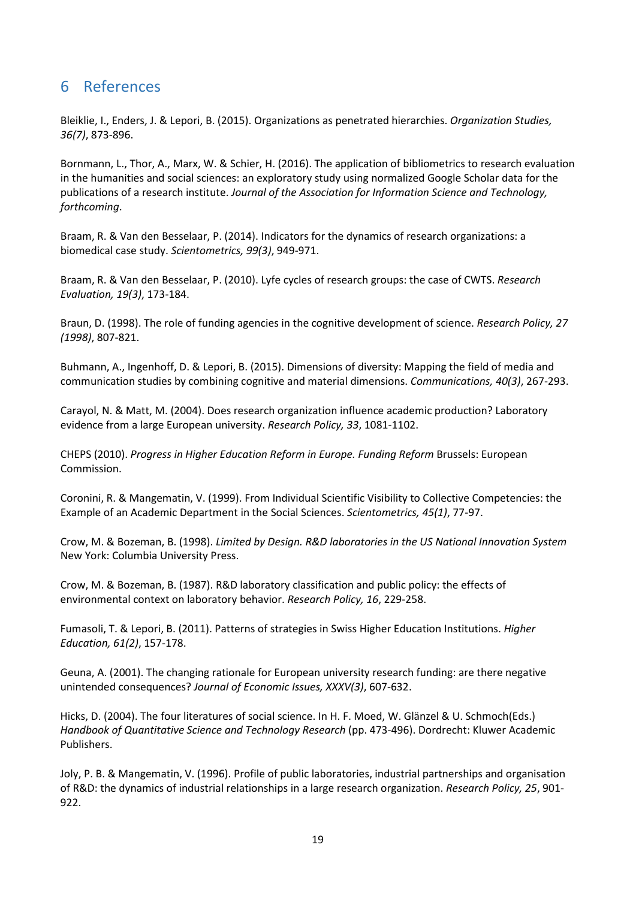# 6 References

Bleiklie, I., Enders, J. & Lepori, B. (2015). Organizations as penetrated hierarchies. *Organization Studies, 36(7)*, 873-896.

Bornmann, L., Thor, A., Marx, W. & Schier, H. (2016). The application of bibliometrics to research evaluation in the humanities and social sciences: an exploratory study using normalized Google Scholar data for the publications of a research institute. *Journal of the Association for Information Science and Technology, forthcoming*.

Braam, R. & Van den Besselaar, P. (2014). Indicators for the dynamics of research organizations: a biomedical case study. *Scientometrics, 99(3)*, 949-971.

Braam, R. & Van den Besselaar, P. (2010). Lyfe cycles of research groups: the case of CWTS. *Research Evaluation, 19(3)*, 173-184.

Braun, D. (1998). The role of funding agencies in the cognitive development of science. *Research Policy, 27 (1998)*, 807-821.

Buhmann, A., Ingenhoff, D. & Lepori, B. (2015). Dimensions of diversity: Mapping the field of media and communication studies by combining cognitive and material dimensions. *Communications, 40(3)*, 267-293.

Carayol, N. & Matt, M. (2004). Does research organization influence academic production? Laboratory evidence from a large European university. *Research Policy, 33*, 1081-1102.

CHEPS (2010). *Progress in Higher Education Reform in Europe. Funding Reform* Brussels: European Commission.

Coronini, R. & Mangematin, V. (1999). From Individual Scientific Visibility to Collective Competencies: the Example of an Academic Department in the Social Sciences. *Scientometrics, 45(1)*, 77-97.

Crow, M. & Bozeman, B. (1998). *Limited by Design. R&D laboratories in the US National Innovation System* New York: Columbia University Press.

Crow, M. & Bozeman, B. (1987). R&D laboratory classification and public policy: the effects of environmental context on laboratory behavior. *Research Policy, 16*, 229-258.

Fumasoli, T. & Lepori, B. (2011). Patterns of strategies in Swiss Higher Education Institutions. *Higher Education, 61(2)*, 157-178.

Geuna, A. (2001). The changing rationale for European university research funding: are there negative unintended consequences? *Journal of Economic Issues, XXXV(3)*, 607-632.

Hicks, D. (2004). The four literatures of social science. In H. F. Moed, W. Glänzel & U. Schmoch(Eds.) *Handbook of Quantitative Science and Technology Research* (pp. 473-496). Dordrecht: Kluwer Academic Publishers.

Joly, P. B. & Mangematin, V. (1996). Profile of public laboratories, industrial partnerships and organisation of R&D: the dynamics of industrial relationships in a large research organization. *Research Policy, 25*, 901-922.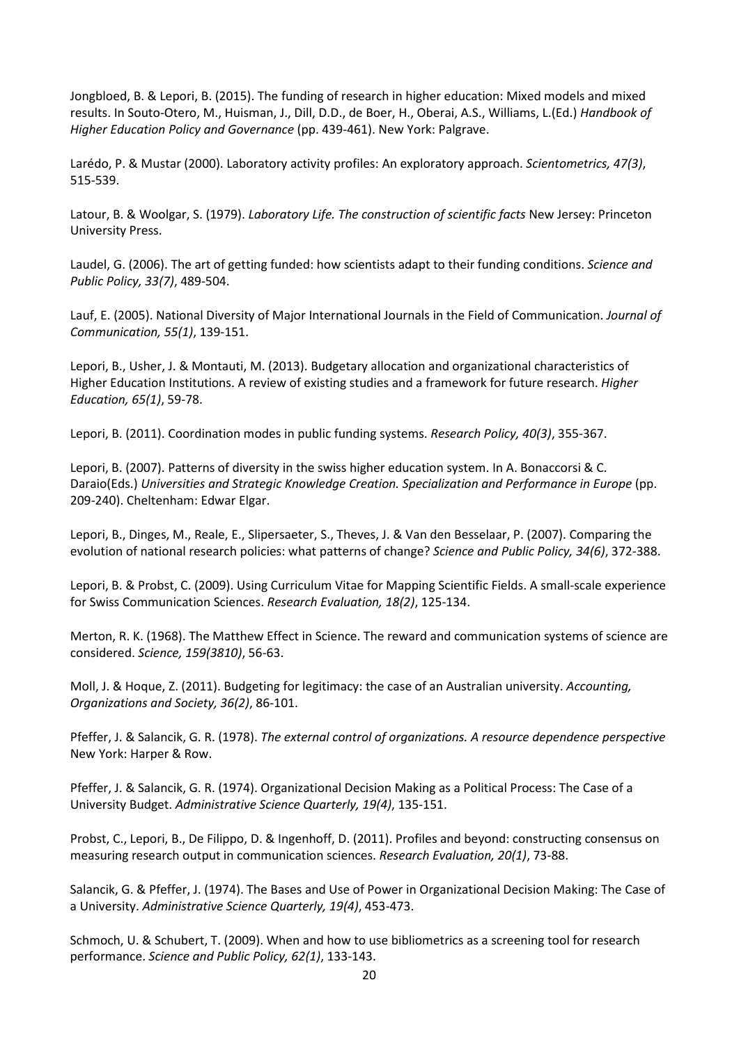Jongbloed, B. & Lepori, B. (2015). The funding of research in higher education: Mixed models and mixed results. In Souto-Otero, M., Huisman, J., Dill, D.D., de Boer, H., Oberai, A.S., Williams, L.(Ed.) *Handbook of Higher Education Policy and Governance* (pp. 439-461). New York: Palgrave.

Larédo, P. & Mustar (2000). Laboratory activity profiles: An exploratory approach. *Scientometrics, 47(3)*, 515-539.

Latour, B. & Woolgar, S. (1979). *Laboratory Life. The construction of scientific facts* New Jersey: Princeton University Press.

Laudel, G. (2006). The art of getting funded: how scientists adapt to their funding conditions. *Science and Public Policy, 33(7)*, 489-504.

Lauf, E. (2005). National Diversity of Major International Journals in the Field of Communication. *Journal of Communication, 55(1)*, 139-151.

Lepori, B., Usher, J. & Montauti, M. (2013). Budgetary allocation and organizational characteristics of Higher Education Institutions. A review of existing studies and a framework for future research. *Higher Education, 65(1)*, 59-78.

Lepori, B. (2011). Coordination modes in public funding systems. *Research Policy, 40(3)*, 355-367.

Lepori, B. (2007). Patterns of diversity in the swiss higher education system. In A. Bonaccorsi & C. Daraio(Eds.) *Universities and Strategic Knowledge Creation. Specialization and Performance in Europe* (pp. 209-240). Cheltenham: Edwar Elgar.

Lepori, B., Dinges, M., Reale, E., Slipersaeter, S., Theves, J. & Van den Besselaar, P. (2007). Comparing the evolution of national research policies: what patterns of change? *Science and Public Policy, 34(6)*, 372-388.

Lepori, B. & Probst, C. (2009). Using Curriculum Vitae for Mapping Scientific Fields. A small-scale experience for Swiss Communication Sciences. *Research Evaluation, 18(2)*, 125-134.

Merton, R. K. (1968). The Matthew Effect in Science. The reward and communication systems of science are considered. *Science, 159(3810)*, 56-63.

Moll, J. & Hoque, Z. (2011). Budgeting for legitimacy: the case of an Australian university. *Accounting, Organizations and Society, 36(2)*, 86-101.

Pfeffer, J. & Salancik, G. R. (1978). *The external control of organizations. A resource dependence perspective* New York: Harper & Row.

Pfeffer, J. & Salancik, G. R. (1974). Organizational Decision Making as a Political Process: The Case of a University Budget. *Administrative Science Quarterly, 19(4)*, 135-151.

Probst, C., Lepori, B., De Filippo, D. & Ingenhoff, D. (2011). Profiles and beyond: constructing consensus on measuring research output in communication sciences. *Research Evaluation, 20(1)*, 73-88.

Salancik, G. & Pfeffer, J. (1974). The Bases and Use of Power in Organizational Decision Making: The Case of a University. *Administrative Science Quarterly, 19(4)*, 453-473.

Schmoch, U. & Schubert, T. (2009). When and how to use bibliometrics as a screening tool for research performance. *Science and Public Policy, 62(1)*, 133-143.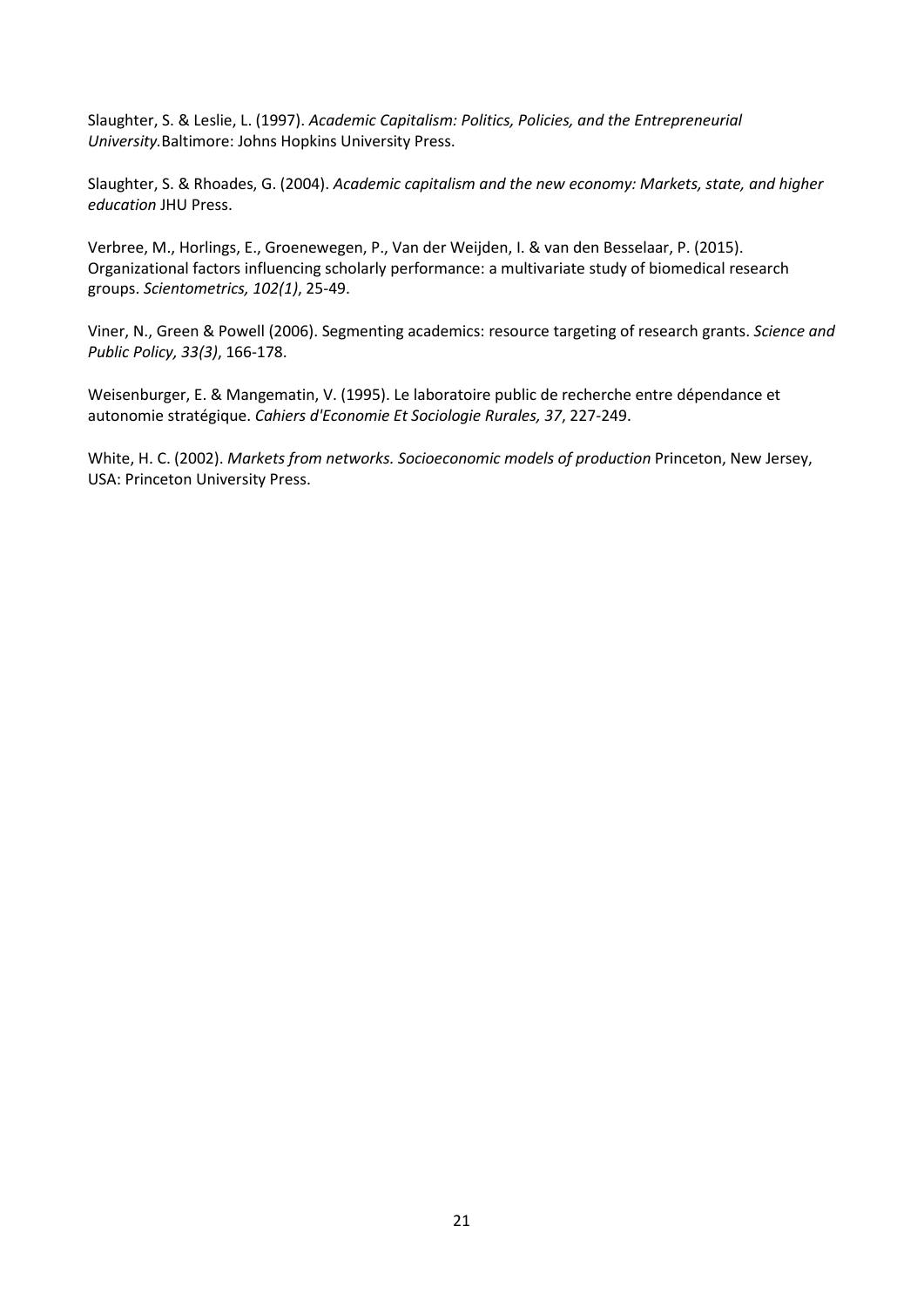Slaughter, S. & Leslie, L. (1997). *Academic Capitalism: Politics, Policies, and the Entrepreneurial University.*Baltimore: Johns Hopkins University Press.

Slaughter, S. & Rhoades, G. (2004). *Academic capitalism and the new economy: Markets, state, and higher education* JHU Press.

Verbree, M., Horlings, E., Groenewegen, P., Van der Weijden, I. & van den Besselaar, P. (2015). Organizational factors influencing scholarly performance: a multivariate study of biomedical research groups. *Scientometrics, 102(1)*, 25-49.

Viner, N., Green & Powell (2006). Segmenting academics: resource targeting of research grants. *Science and Public Policy, 33(3)*, 166-178.

Weisenburger, E. & Mangematin, V. (1995). Le laboratoire public de recherche entre dépendance et autonomie stratégique. *Cahiers d'Economie Et Sociologie Rurales, 37*, 227-249.

White, H. C. (2002). *Markets from networks. Socioeconomic models of production* Princeton, New Jersey, USA: Princeton University Press.